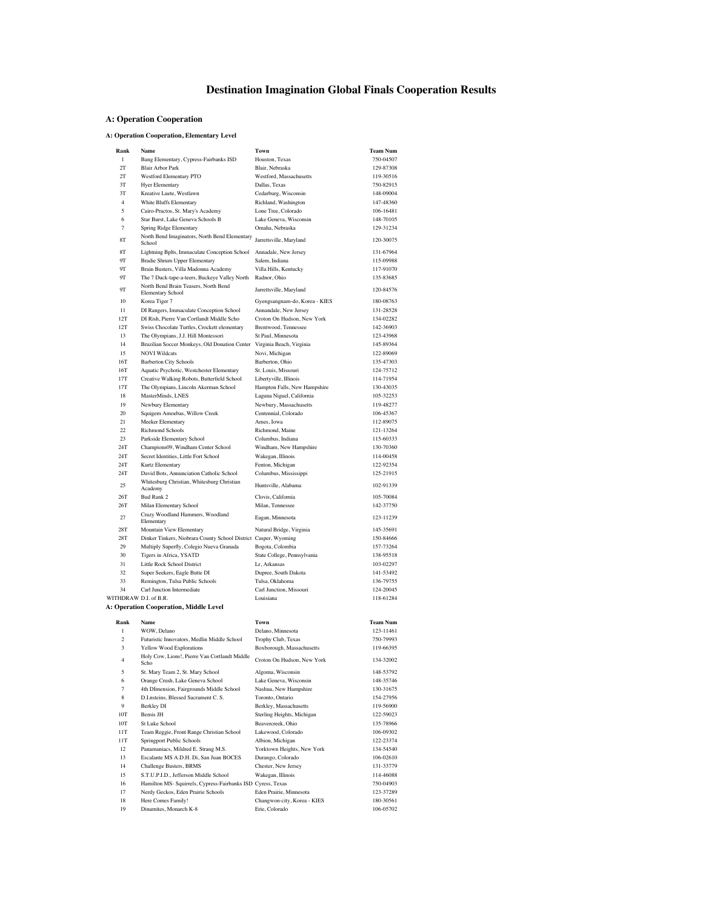# Destination Imagination Global Finals Cooperation Results

## A: Operation Cooperation

### A: Operation Cooperation, Elementary Level

| Rank | Name | Town | Team Num |
|---|---|---|---|
| 1 | Bang Elementary, Cypress-Fairbanks ISD | Houston, Texas | 750-04507 |
| 2T | Blair Arbor Park | Blair, Nebraska | 129-87308 |
| 2T | Westford Elementary PTO | Westford, Massachusetts | 119-30516 |
| 3T | Hyer Elementary | Dallas, Texas | 750-82915 |
| 3T | Kreative Luete, Westlawn | Cedarburg, Wisconsin | 148-09004 |
| 4 | White Bluffs Elementary | Richland, Washington | 147-48360 |
| 5 | Cairo-Practos, St. Mary's Academy | Lone Tree, Colorado | 106-16481 |
| 6 | Star Burst, Lake Geneva Schools B | Lake Geneva, Wisconsin | 148-70105 |
| 7 | Spring Ridge Elementary | Omaha, Nebraska | 129-31234 |
| 8T | North Bend Imaginators, North Bend Elementary School | Jarrettsville, Maryland | 120-30075 |
| 8T | Lightning Bplts, Immaculate Conception School | Annadale, New Jersey | 131-67964 |
| 9T | Bradie Shrum Upper Elementary | Salem, Indiana | 115-09988 |
| 9T | Brain Busters, Villa Madonna Academy | Villa Hills, Kentucky | 117-91070 |
| 9T | The 7 Duck-tape-a-teers, Buckeye Valley North | Radnor, Ohio | 135-83685 |
| 9T | North Bend Brain Teasers, North Bend Elementary School | Jarrettsville, Maryland | 120-84576 |
| 10 | Korea Tiger 7 | Gyengsangnam-do, Korea - KIES | 180-08763 |
| 11 | DI Rangers, Immaculate Conception School | Annandale, New Jersey | 131-28528 |
| 12T | DI Rish, Pierre Van Cortlandt Middle Scho | Croton On Hudson, New York | 134-02282 |
| 12T | Swiss Chocolate Turtles, Crockett elementary | Brentwood, Tennessee | 142-36903 |
| 13 | The Olympians, J.J. Hill Montessori | St Paul, Minnesota | 123-43968 |
| 14 | Brazilian Soccer Monkeys, Old Donation Center | Virginia Beach, Virginia | 145-89364 |
| 15 | NOVI Wildcats | Novi, Michigan | 122-89069 |
| 16T | Barberton City Schools | Barberton, Ohio | 135-47303 |
| 16T | Aquatic Psychotic, Westchester Elementary | St. Louis, Missouri | 124-75712 |
| 17T | Creative Walking Robots, Butterfield School | Libertyville, Illinois | 114-71954 |
| 17T | The Olympians, Lincoln Akerman School | Hampton Falls, New Hampshire | 130-43035 |
| 18 | MasterMinds, LNES | Laguna Niguel, California | 105-32253 |
| 19 | Newbury Elementary | Newbury, Massachusetts | 119-48277 |
| 20 | Squigem Amoebas, Willow Creek | Centennial, Colorado | 106-45367 |
| 21 | Meeker Elementary | Ames, Iowa | 112-89075 |
| 22 | Richmond Schools | Richmond, Maine | 121-13264 |
| 23 | Parkside Elementary School | Columbus, Indiana | 115-60333 |
| 24T | Champions09, Windham Center School | Windham, New Hampshire | 130-70360 |
| 24T | Secret Identities, Little Fort School | Wakegan, Illinois | 114-00458 |
| 24T | Kurtz Elementary | Fenton, Michigan | 122-92354 |
| 24T | David Bots, Annunciation Catholic School | Columbus, Mississippi | 125-21915 |
| 25 | Whitesburg Christian, Whitesburg Christian Academy | Huntsville, Alabama | 102-91339 |
| 26T | Bud Rank 2 | Clovis, California | 105-70084 |
| 26T | Milan Elementary School | Milan, Tennessee | 142-37750 |
| 27 | Crazy Woodland Hammers, Woodland Elementary | Eagan, Minnesota | 123-11239 |
| 28T | Mountain View Elementary | Natural Bridge, Virginia | 145-35691 |
| 28T | Dinker Tinkers, Niobrara County School District | Casper, Wyoming | 150-84666 |
| 29 | Multiply Superfly, Colegio Nueva Granada | Bogota, Colombia | 157-73264 |
| 30 | Tigers in Africa, YSATD | State College, Pennsylvania | 138-95518 |
| 31 | Little Rock School District | Lr, Arkansas | 103-02297 |
| 32 | Super Seekers, Eagle Butte DI | Dupree, South Dakota | 141-53492 |
| 33 | Remington, Tulsa Public Schools | Tulsa, Oklahoma | 136-79755 |
| 34 | Carl Junction Intermediate | Carl Junction, Missouri | 124-20045 |
| WITHDRAW | D.I. of B.R. | Louisiana | 118-61284 |

### A: Operation Cooperation, Middle Level

| Rank | Name | Town | Team Num |
|---|---|---|---|
| 1 | WOW, Delano | Delano, Minnesota | 123-11461 |
| 2 | Futuristic Innovators, Medlin Middle School | Trophy Club, Texas | 750-79993 |
| 3 | Yellow Wood Explorations | Boxborough, Massachusetts | 119-66395 |
| 4 | Holy Cow, Lions!, Pierre Van Cortlandt Middle Scho | Croton On Hudson, New York | 134-32002 |
| 5 | St. Mary Team 2, St. Mary School | Algoma, Wisconsin | 148-53792 |
| 6 | Orange Crush, Lake Geneva School | Lake Geneva, Wisconsin | 148-35746 |
| 7 | 4th DImension, Fairgrounds Middle School | Nashua, New Hampshire | 130-31675 |
| 8 | D.I.nsteins, Blessed Sacrament C. S. | Toronto, Ontario | 154-27956 |
| 9 | Berkley DI | Berkley, Massachusetts | 119-56900 |
| 10T | Bemis JH | Sterling Heights, Michigan | 122-59023 |
| 10T | St Luke School | Beavercreek, Ohio | 135-78966 |
| 11T | Team Reggie, Front Range Christian School | Lakewood, Colorado | 106-09302 |
| 11T | Springport Public Schools | Albion, Michigan | 122-23374 |
| 12 | Panamaniacs, Mildred E. Strang M.S. | Yorktown Heights, New York | 134-54540 |
| 13 | Escalante MS A.D.H. Di, San Juan BOCES | Durango, Colorado | 106-02610 |
| 14 | Challenge Busters, BRMS | Chester, New Jersey | 131-33779 |
| 15 | S.T.U.P.I.D., Jefferson Middle School | Wakegan, Illinois | 114-46088 |
| 16 | Hamilton MS- Squirrels, Cypress-Fairbanks ISD | Cyress, Texas | 750-04903 |
| 17 | Nerdy Geckos, Eden Prairie Schools | Eden Prairie, Minnesota | 123-37289 |
| 18 | Here Comes Family! | Changwon-city, Korea - KIES | 180-30561 |
| 19 | Dinamites, Monarch K-8 | Erie, Colorado | 106-05702 |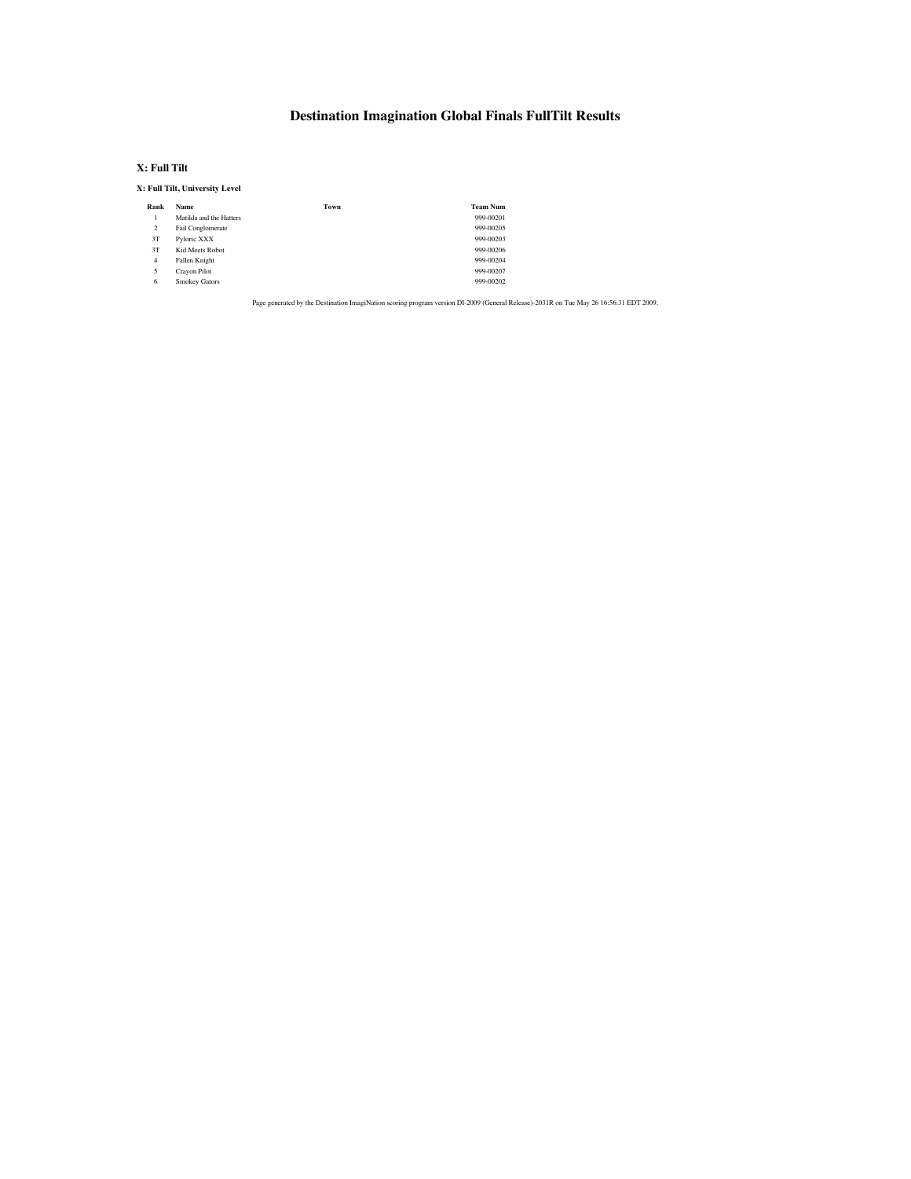# Destination Imagination Global Finals FullTilt Results

## X: Full Tilt

### X: Full Tilt, University Level

| Rank | Name | Town | Team Num |
|---|---|---|---|
| 1 | Matilda and the Hatters | | 999-00201 |
| 2 | Fail Conglomerate | | 999-00205 |
| 3T | Pyloric XXX | | 999-00203 |
| 3T | Kid Meets Robot | | 999-00206 |
| 4 | Fallen Knight | | 999-00204 |
| 5 | Crayon Pilot | | 999-00207 |
| 6 | Smokey Gators | | 999-00202 |

Page generated by the Destination ImagiNation scoring program version DI-2009 (General Release)-2031R on Tue May 26 16:56:31 EDT 2009.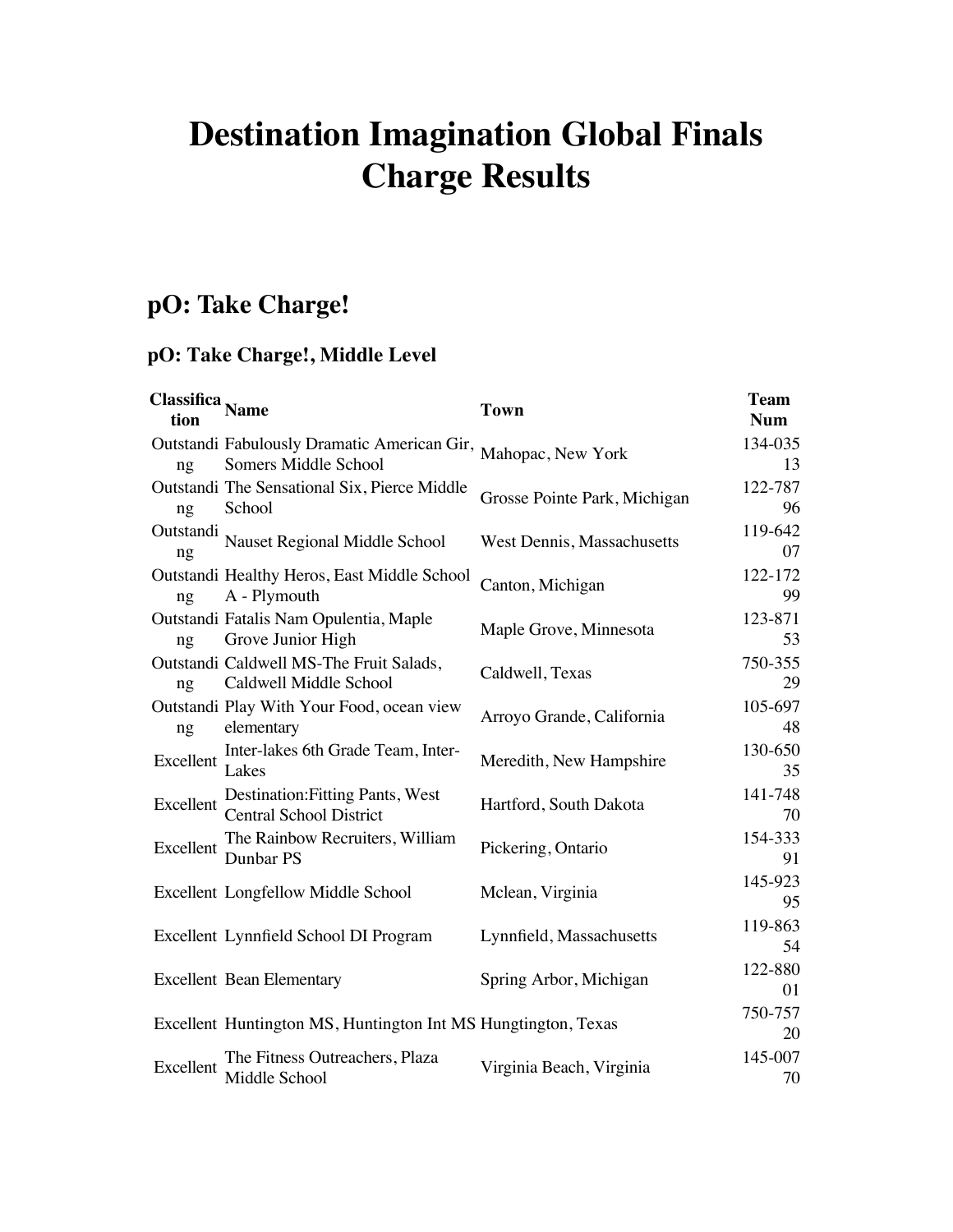# Destination Imagination Global Finals Charge Results

## pO: Take Charge!

### pO: Take Charge!, Middle Level

| Classification | Name | Town | Team Num |
|---|---|---|---|
| Outstanding | Fabulously Dramatic American Gir, Somers Middle School | Mahopac, New York | 134-03513 |
| Outstanding | The Sensational Six, Pierce Middle School | Grosse Pointe Park, Michigan | 122-78796 |
| Outstanding | Nauset Regional Middle School | West Dennis, Massachusetts | 119-64207 |
| Outstanding | Healthy Heros, East Middle School A - Plymouth | Canton, Michigan | 122-17299 |
| Outstanding | Fatalis Nam Opulentia, Maple Grove Junior High | Maple Grove, Minnesota | 123-87153 |
| Outstanding | Caldwell MS-The Fruit Salads, Caldwell Middle School | Caldwell, Texas | 750-35529 |
| Outstanding | Play With Your Food, ocean view elementary | Arroyo Grande, California | 105-69748 |
| Excellent | Inter-lakes 6th Grade Team, Inter-Lakes | Meredith, New Hampshire | 130-65035 |
| Excellent | Destination:Fitting Pants, West Central School District | Hartford, South Dakota | 141-74870 |
| Excellent | The Rainbow Recruiters, William Dunbar PS | Pickering, Ontario | 154-33391 |
| Excellent | Longfellow Middle School | Mclean, Virginia | 145-92395 |
| Excellent | Lynnfield School DI Program | Lynnfield, Massachusetts | 119-86354 |
| Excellent | Bean Elementary | Spring Arbor, Michigan | 122-88001 |
| Excellent | Huntington MS, Huntington Int MS | Hungtington, Texas | 750-75720 |
| Excellent | The Fitness Outreachers, Plaza Middle School | Virginia Beach, Virginia | 145-00770 |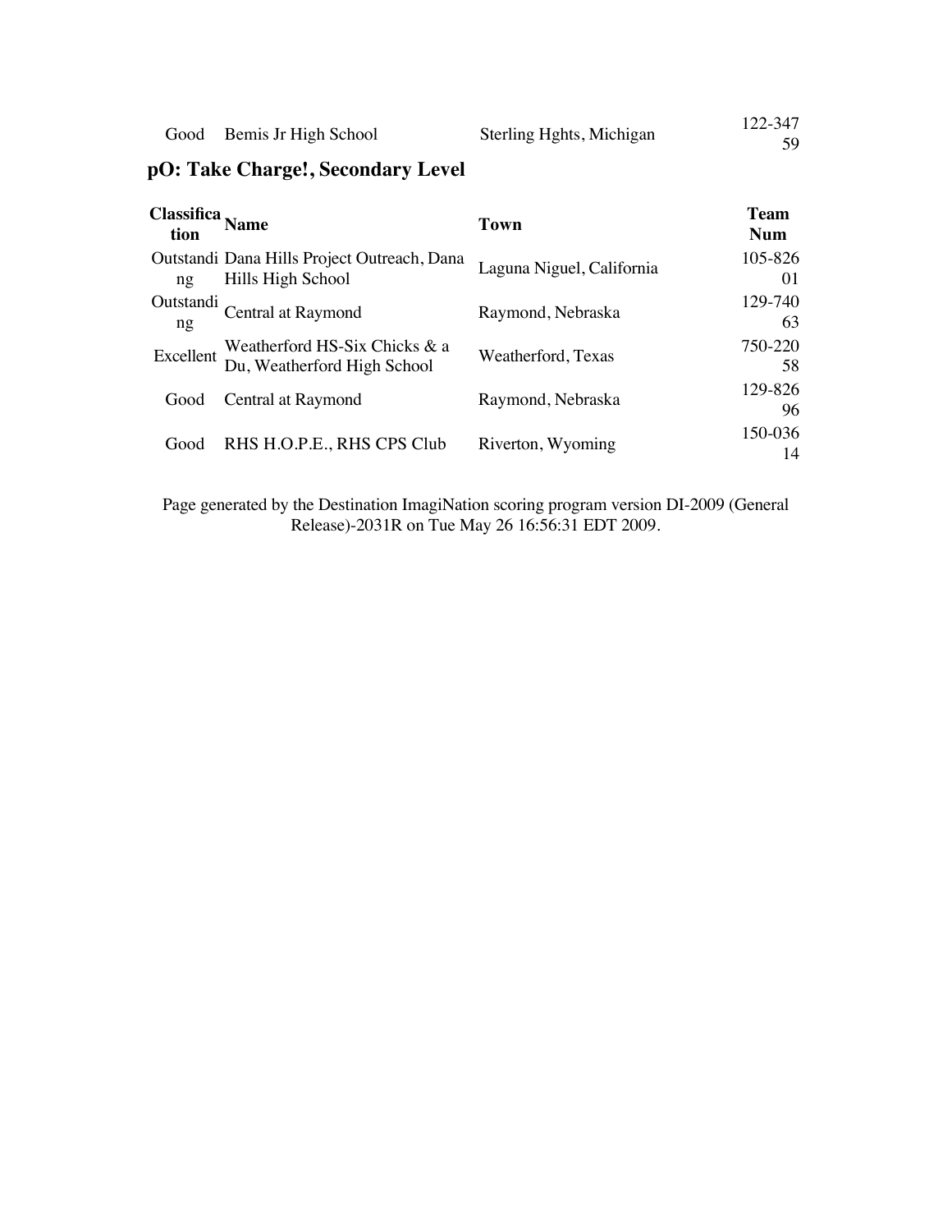| Good | Bemis Jr High School | Sterling Hghts, Michigan | 122-34759 |
|---|---|---|---|

## pO: Take Charge!, Secondary Level

| Classification | Name | Town | Team Num |
|---|---|---|---|
| Outstanding | Dana Hills Project Outreach, Dana Hills High School | Laguna Niguel, California | 105-82601 |
| Outstanding | Central at Raymond | Raymond, Nebraska | 129-74063 |
| Excellent | Weatherford HS-Six Chicks & a Du, Weatherford High School | Weatherford, Texas | 750-22058 |
| Good | Central at Raymond | Raymond, Nebraska | 129-82696 |
| Good | RHS H.O.P.E., RHS CPS Club | Riverton, Wyoming | 150-03614 |

Page generated by the Destination ImagiNation scoring program version DI-2009 (General Release)-2031R on Tue May 26 16:56:31 EDT 2009.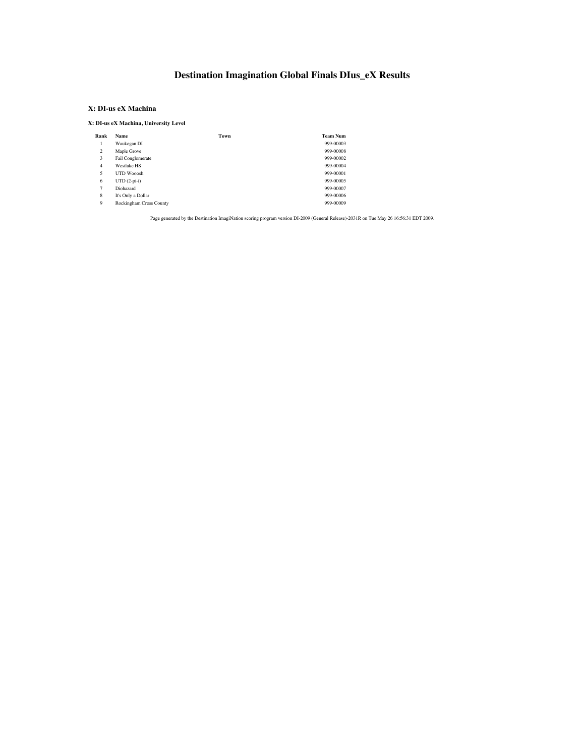# Destination Imagination Global Finals DIus_eX Results

## X: DI-us eX Machina

### X: DI-us eX Machina, University Level

| Rank | Name | Town | Team Num |
|---|---|---|---|
| 1 | Waukegan DI | | 999-00003 |
| 2 | Maple Grove | | 999-00008 |
| 3 | Fail Conglomerate | | 999-00002 |
| 4 | Westlake HS | | 999-00004 |
| 5 | UTD Wooosh | | 999-00001 |
| 6 | UTD (2-pi-i) | | 999-00005 |
| 7 | Diohazard | | 999-00007 |
| 8 | It's Only a Dollar | | 999-00006 |
| 9 | Rockingham Cross County | | 999-00009 |

Page generated by the Destination ImagiNation scoring program version DI-2009 (General Release)-2031R on Tue May 26 16:56:31 EDT 2009.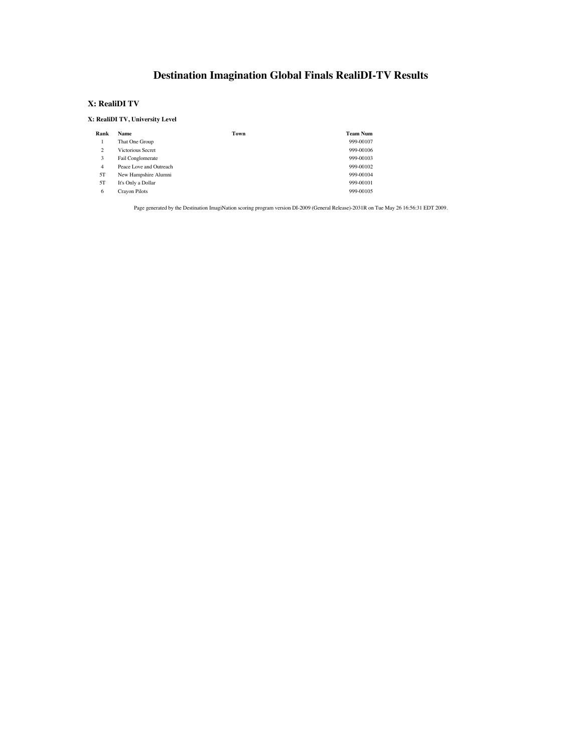# Destination Imagination Global Finals RealiDI-TV Results

## X: RealiDI TV

### X: RealiDI TV, University Level

| Rank | Name | Town | Team Num |
|---|---|---|---|
| 1 | That One Group | | 999-00107 |
| 2 | Victorious Secret | | 999-00106 |
| 3 | Fail Conglomerate | | 999-00103 |
| 4 | Peace Love and Outreach | | 999-00102 |
| 5T | New Hampshire Alumni | | 999-00104 |
| 5T | It's Only a Dollar | | 999-00101 |
| 6 | Crayon Pilots | | 999-00105 |

Page generated by the Destination ImagiNation scoring program version DI-2009 (General Release)-2031R on Tue May 26 16:56:31 EDT 2009.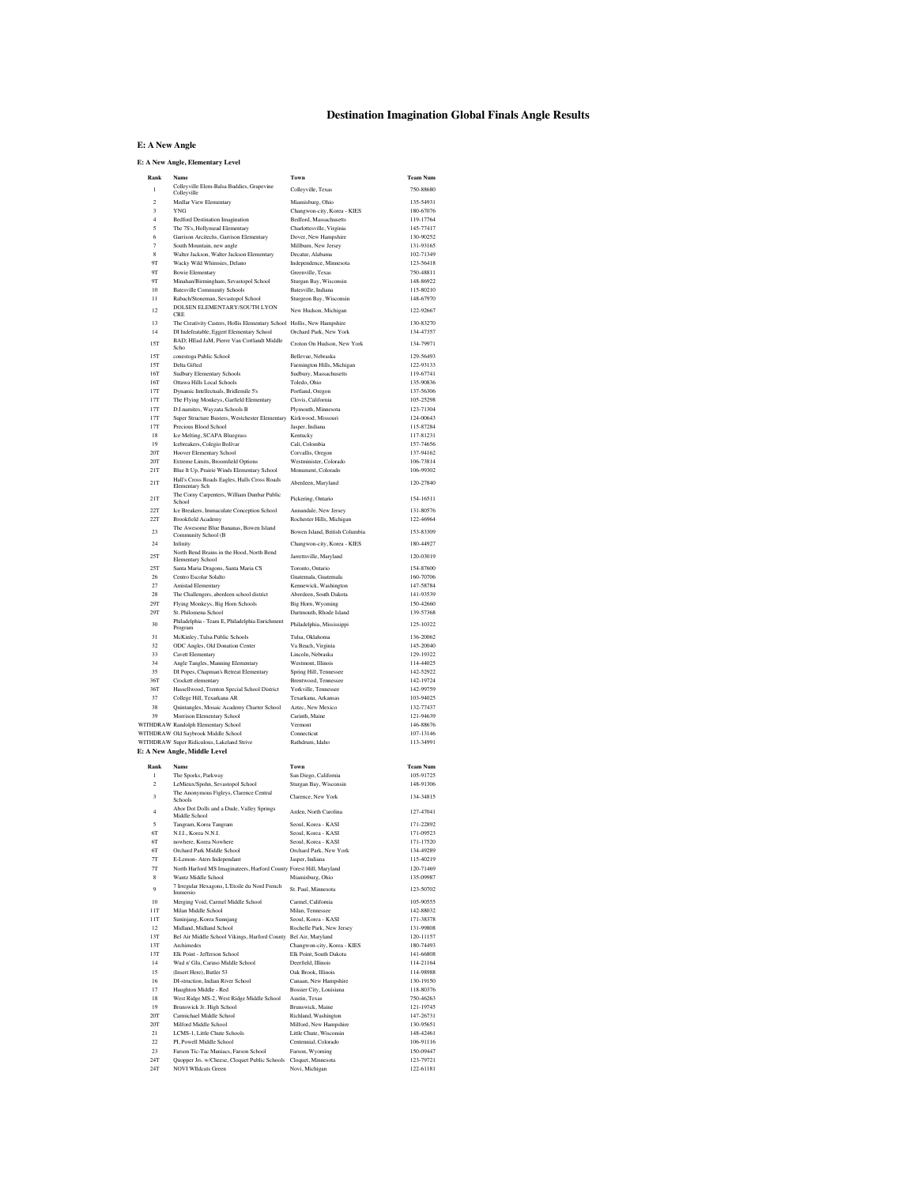# Destination Imagination Global Finals Angle Results

## E: A New Angle

### E: A New Angle, Elementary Level

| Rank | Name | Town | Team Num |
|---|---|---|---|
| 1 | Colleyville Elem-Balsa Buddies, Grapevine Colleyville | Colleyville, Texas | 750-88680 |
| 2 | Medlar View Elementary | Miamisburg, Ohio | 135-54931 |
| 3 | YNG | Changwon-city, Korea - KIES | 180-67076 |
| 4 | Bedford Destination Imagination | Bedford, Massachusetts | 119-17764 |
| 5 | The 75's, Hollymead Elementary | Charlottesville, Virginia | 145-77417 |
| 6 | Garrison Arcitechs, Garrison Elementary | Dover, New Hampshire | 130-90252 |
| 7 | South Mountain, new angle | Millburn, New Jersey | 131-93165 |
| 8 | Walter Jackson, Walter Jackson Elementary | Decatur, Alabama | 102-71349 |
| 9T | Wacky Wild Whimsies, Delano | Independence, Minnesota | 123-56418 |
| 9T | Bowie Elementary | Greenville, Texas | 750-48811 |
| 9T | Minahan/Birmingham, Sevastopol School | Sturgan Bay, Wisconsin | 148-86922 |
| 10 | Batesville Community Schools | Batesville, Indiana | 115-80210 |
| 11 | Rabach/Stoneman, Sevastopol School | Sturgeon Bay, Wisconsin | 148-67970 |
| 12 | DOLSEN ELEMENTARY/SOUTH LYON CRE | New Hudson, Michigan | 122-92667 |
| 13 | The Creativity Casters, Hollis Elementary School | Hollis, New Hampshire | 130-83270 |
| 14 | DI Indefeatable, Eggert Elementary School | Orchard Park, New York | 134-47357 |
| 15T | BAD; HEad JaM, Pierre Van Cortlandt Middle Scho | Croton On Hudson, New York | 134-79971 |
| 15T | cotestoga Public School | Bellevue, Nebraska | 129-56493 |
| 15T | Delta Gifted | Farmington Hills, Michigan | 122-93133 |
| 16T | Sudbury Elementary Schools | Sudbury, Massachusetts | 119-67741 |
| 16T | Ottawa Hills Local Schools | Toledo, Ohio | 135-90836 |
| 17T | Dynamic Intellectuals, Bridlemile 5's | Portland, Oregon | 137-56306 |
| 17T | The Flying Monkeys, Garfield Elementary | Clovis, California | 105-25298 |
| 17T | D.I.namites, Wayzata Schools B | Plymouth, Minnesota | 123-71304 |
| 17T | Super Structure Busters, Westchester Elementary | Kirkwood, Missouri | 124-00643 |
| 17T | Precious Blood School | Jasper, Indiana | 115-87284 |
| 18 | Ice Melting, SCAPA Bluegrass | Kentucky | 117-81231 |
| 19 | Icebreakers, Colegio Bolivar | Cali, Colombia | 157-74656 |
| 20T | Hoover Elementary School | Corvallis, Oregon | 137-94162 |
| 20T | Extreme Limits, Broomfield Options | Westminister, Colorado | 106-73814 |
| 21T | Blue It Up, Prairie Winds Elementary School | Monument, Colorado | 106-99302 |
| 21T | Hall's Cross Roads Eagles, Halls Cross Roads Elementary Sch | Aberdeen, Maryland | 120-27840 |
| 21T | The Corny Carpenters, William Dunbar Public School | Pickering, Ontario | 154-16511 |
| 22T | Ice Breakers, Immaculate Conception School | Annandale, New Jersey | 131-80576 |
| 22T | Brookfield Academy | Rochester Hills, Michigan | 122-46964 |
| 23 | The Awesome Blue Bananas, Bowen Island Community School (B | Bowen Island, British Columbia | 153-83309 |
| 24 | Infinity | Changwon-city, Korea - KIES | 180-44927 |
| 25T | North Bend Brains in the Hood, North Bend Elementary School | Jarrettsville, Maryland | 120-03019 |
| 25T | Santa Maria Dragons, Santa Maria CS | Toronto, Ontario | 154-87600 |
| 26 | Centro Escolar Solalto | Guatemala, Guatemala | 160-70706 |
| 27 | Amistad Elementary | Kennewick, Washington | 147-58784 |
| 28 | The Challengers, aberdeen school district | Aberdeen, South Dakota | 141-93539 |
| 29T | Flying Monkeys, Big Horn Schools | Big Horn, Wyoming | 150-42660 |
| 29T | St. Philomena School | Dartmouth, Rhode Island | 139-57368 |
| 30 | Philadelphia - Team E, Philadelphia Enrichment Program | Philadelphia, Mississippi | 125-10322 |
| 31 | McKinley, Tulsa Public Schools | Tulsa, Oklahoma | 136-20062 |
| 32 | ODC Angles, Old Donation Center | Va Beach, Virginia | 145-20040 |
| 33 | Cavett Elementary | Lincoln, Nebraska | 129-19322 |
| 34 | Angle Tangles, Manning Elementary | Westmont, Illinois | 114-44025 |
| 35 | DI Popes, Chapman's Retreat Elementary | Spring Hill, Tennessee | 142-52922 |
| 36T | Crockett elementary | Brentwood, Tennessee | 142-19724 |
| 36T | Hassellwood, Trenton Special School District | Yorkville, Tennessee | 142-99759 |
| 37 | College Hill, Texarkana AR | Texarkana, Arkansas | 103-94025 |
| 38 | Quintangles, Mosaic Academy Charter School | Aztec, New Mexico | 132-77437 |
| 39 | Morrison Elementary School | Carinth, Maine | 121-94639 |
| WITHDRAW | Randolph Elementary School | Vermont | 146-88676 |
| WITHDRAW | Old Saybrook Middle School | Connecticut | 107-13146 |
| WITHDRAW | Super Ridiculous, Lakeland Strive | Rathdrum, Idaho | 113-34991 |

### E: A New Angle, Middle Level

| Rank | Name | Town | Team Num |
|---|---|---|---|
| 1 | The Sporks, Parkway | San Diego, California | 105-91725 |
| 2 | LeMieux/Spohn, Sevastopol School | Sturgan Bay, Wisconsin | 148-91306 |
| 3 | The Anonymous Figleys, Clarence Central Schools | Clarence, New York | 134-34815 |
| 4 | Abor Dot Dolls and a Dude, Valley Springs Middle School | Arden, North Carolina | 127-47041 |
| 5 | Tangram, Korea Tangram | Seoul, Korea - KASI | 171-22892 |
| 6T | N.I.I., Korea N.N.I. | Seoul, Korea - KASI | 171-09523 |
| 6T | nowhere, Korea Nowhere | Seoul, Korea - KASI | 171-17520 |
| 6T | Orchard Park Middle School | Orchard Park, New York | 134-49289 |
| 7T | E-Lemon- Aters Independant | Jasper, Indiana | 115-40219 |
| 7T | North Harford MS Imaginateers, Harford County | Forest Hill, Maryland | 120-71469 |
| 8 | Wantz Middle School | Miamisburg, Ohio | 135-09987 |
| 9 | 7 Irregular Hexagons, L'Etoile du Nord French Immersio | St. Paul, Minnesota | 123-50702 |
| 10 | Merging Void, Carmel Middle School | Carmel, California | 105-90555 |
| 11T | Milan Middle School | Milan, Tennessee | 142-88032 |
| 11T | Sunnijang, Korea Sunnijang | Seoul, Korea - KASI | 171-38378 |
| 12 | Midland, Midland School | Rochelle Park, New Jersey | 131-99808 |
| 13T | Bel Air Middle School Vikings, Harford County | Bel Air, Maryland | 120-11157 |
| 13T | Archimedes | Changwon-city, Korea - KIES | 180-74493 |
| 13T | Elk Point - Jefferson School | Elk Point, South Dakota | 141-66808 |
| 14 | Wud n' Glu, Caruso Middle School | Deerfield, Illinois | 114-21164 |
| 15 | (Insert Here), Butler 53 | Oak Brook, Illinois | 114-98988 |
| 16 | DI-struction, Indian River School | Canaan, New Hampshire | 130-19150 |
| 17 | Haughton Middle - Red | Bossier City, Louisiana | 118-80376 |
| 18 | West Ridge MS-2, West Ridge Middle School | Austin, Texas | 750-46263 |
| 19 | Brunswick Jr. High School | Brunswick, Maine | 121-19745 |
| 20T | Carmichael Middle School | Richland, Washington | 147-26731 |
| 20T | Milford Middle School | Milford, New Hampshire | 130-95651 |
| 21 | LCMS-1, Little Chute Schools | Little Chute, Wisconsin | 148-42461 |
| 22 | PI, Powell Middle School | Centennial, Colorado | 106-91116 |
| 23 | Farson Tic-Tac Maniacs, Farson School | Farson, Wyoming | 150-09447 |
| 24T | Quopper Jrs. w/Cheese, Cloquet Public Schools | Cloquet, Minnesota | 123-79721 |
| 24T | NOVI WIldcats Green | Novi, Michigan | 122-61181 |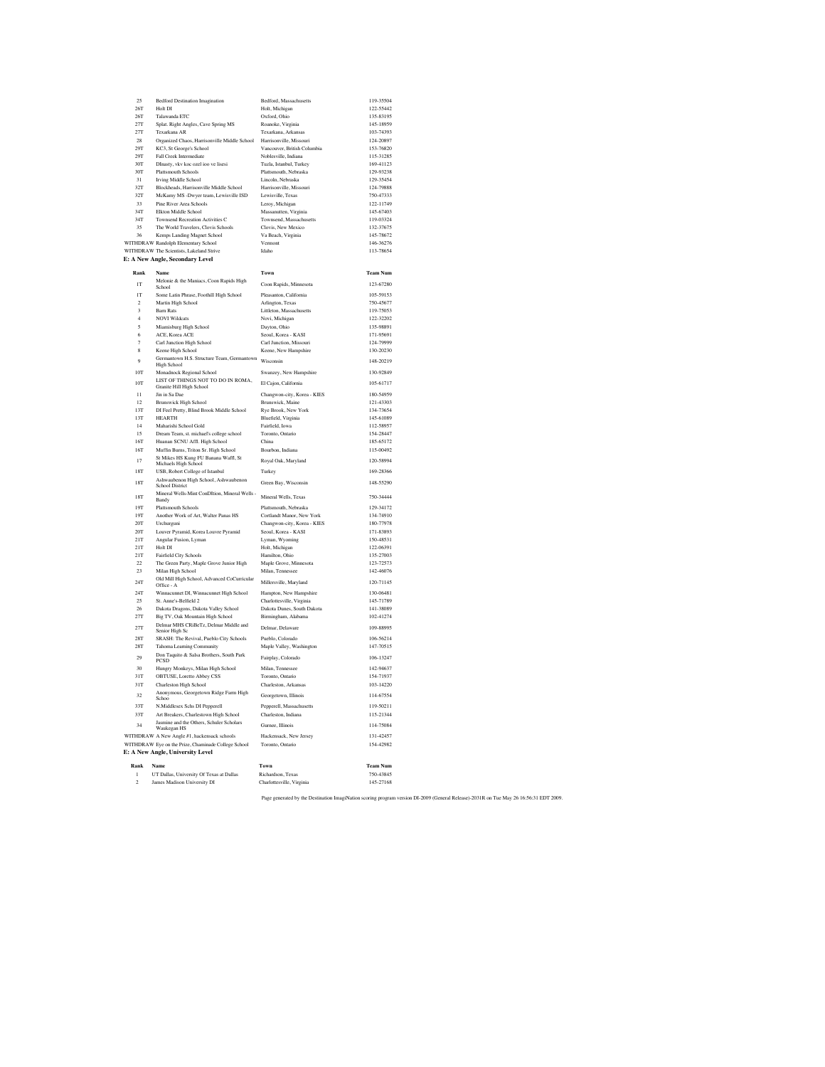| Rank | Name | Town | Team Num |
|---|---|---|---|
| 25 | Bedford Destination Imagination | Bedford, Massachusetts | 119-35504 |
| 26T | Holt DI | Holt, Michigan | 122-55442 |
| 26T | Talawanda ETC | Oxford, Ohio | 135-83195 |
| 27T | Splat. Right Angles, Cave Spring MS | Roanoke, Virginia | 145-18959 |
| 27T | Texarkana AR | Texarkana, Arkansas | 103-74393 |
| 28 | Organized Chaos, Harrisonville Middle School | Harrisonville, Missouri | 124-20897 |
| 29T | KC3, St George's School | Vancouver, British Columbia | 153-76820 |
| 29T | Fall Creek Intermediate | Noblesville, Indiana | 115-31285 |
| 30T | DInasty, vkv koc ozel ioo ve lisesi | Tuzla, Istanbul, Turkey | 169-41123 |
| 30T | Plattsmouth Schools | Plattsmouth, Nebraska | 129-93238 |
| 31 | Irving Middle School | Lincoln, Nebraska | 129-35454 |
| 32T | Blockheads, Harrisonville Middle School | Harrisonville, Missouri | 124-79888 |
| 32T | McKamy MS -Dwyer team, Lewisville ISD | Lewisville, Texas | 750-47333 |
| 33 | Pine River Area Schools | Leroy, Michigan | 122-11749 |
| 34T | Elkton Middle School | Massanutten, Virginia | 145-67403 |
| 34T | Townsend Recreation Activities C | Townsend, Massachusetts | 119-03324 |
| 35 | The World Travelers, Clovis Schools | Clovis, New Mexico | 132-37675 |
| 36 | Kemps Landing Magnet School | Va Beach, Virginia | 145-78672 |
| WITHDRAW | Randolph Elementary School | Vermont | 146-36276 |
| WITHDRAW | The Scientists, Lakeland Strive | Idaho | 113-78654 |

**E: A New Angle, Secondary Level**

| Rank | Name | Town | Team Num |
|---|---|---|---|
| 1T | Melonie & the Maniacs, Coon Rapids High School | Coon Rapids, Minnesota | 123-67280 |
| 1T | Some Latin Phrase, Foothill High School | Pleasanton, California | 105-59153 |
| 2 | Martin High School | Arlington, Texas | 750-45677 |
| 3 | Barn Rats | Littleton, Massachusetts | 119-75053 |
| 4 | NOVI Wildcats | Novi, Michigan | 122-32202 |
| 5 | Miamisburg High School | Dayton, Ohio | 135-98891 |
| 6 | ACE, Korea ACE | Seoul, Korea - KASI | 171-95691 |
| 7 | Carl Junction High School | Carl Junction, Missouri | 124-79999 |
| 8 | Keene High School | Keene, New Hampshire | 130-20230 |
| 9 | Germantown H.S. Structure Team, Germantown High School | Wisconsin | 148-20219 |
| 10T | Monadnock Regional School | Swanzey, New Hampshire | 130-92849 |
| 10T | LIST OF THINGS NOT TO DO IN ROMA, Granite Hill High School | El Cajon, California | 105-61717 |
| 11 | Jin in Sa Dae | Changwon-city, Korea - KIES | 180-54959 |
| 12 | Brunswick High School | Brunswick, Maine | 121-43303 |
| 13T | DI Feel Pretty, Blind Brook Middle School | Rye Brook, New York | 134-73654 |
| 13T | HEARTH | Bluefield, Virginia | 145-61089 |
| 14 | Maharishi School Gold | Fairfield, Iowa | 112-58957 |
| 15 | Dream Team, st. michael's college school | Toronto, Ontario | 154-28447 |
| 16T | Huanan SCNU Affl. High School | China | 185-65172 |
| 16T | Muffin Burns, Triton Sr. High School | Bourbon, Indiana | 115-00492 |
| 17 | St Mikes HS Kung FU Banana Waffl, St Michaels High School | Royal Oak, Maryland | 120-58994 |
| 18T | USB, Robert College of Istanbul | Turkey | 169-28366 |
| 18T | Ashwaubenon High School, Ashwaubenon School District | Green Bay, Wisconsin | 148-55290 |
| 18T | Mineral Wells-Mint ConDItion, Mineral Wells - Bandy | Mineral Wells, Texas | 750-34444 |
| 19T | Plattsmouth Schools | Plattsmouth, Nebraska | 129-34172 |
| 19T | Another Work of Art, Walter Panas HS | Cortlandt Manor, New York | 134-74910 |
| 20T | Urchurguni | Changwon-city, Korea - KIES | 180-77978 |
| 20T | Louver Pyramid, Korea Louvre Pyramid | Seoul, Korea - KASI | 171-83893 |
| 21T | Angular Fusion, Lyman | Lyman, Wyoming | 150-48531 |
| 21T | Holt DI | Holt, Michigan | 122-06391 |
| 21T | Fairfield City Schools | Hamilton, Ohio | 135-27003 |
| 22 | The Green Party, Maple Grove Junior High | Maple Grove, Minnesota | 123-72573 |
| 23 | Milan High School | Milan, Tennessee | 142-46076 |
| 24T | Old Mill High School, Advanced CoCurricular Office - A | Millersville, Maryland | 120-71145 |
| 24T | Winnacunnet DI, Winnacunnet High School | Hampton, New Hampshire | 130-06481 |
| 25 | St. Anne's-Belfield 2 | Charlottesville, Virginia | 145-71789 |
| 26 | Dakota Dragons, Dakota Valley School | Dakota Dunes, South Dakota | 141-38089 |
| 27T | Big TV, Oak Mountain High School | Birmingham, Alabama | 102-41274 |
| 27T | Delmar MHS CRiBeTz, Delmar Middle and Senior High Sc | Delmar, Delaware | 109-88995 |
| 28T | SRASH: The Revival, Pueblo City Schools | Pueblo, Colorado | 106-56214 |
| 28T | Tahoma Learning Community | Maple Valley, Washington | 147-70515 |
| 29 | Don Taquito & Salsa Brothers, South Park PCSD | Fairplay, Colorado | 106-13247 |
| 30 | Hungry Monkeys, Milan High School | Milan, Tennessee | 142-94637 |
| 31T | OBTUSE, Loretto Abbey CSS | Toronto, Ontario | 154-71937 |
| 31T | Charleston High School | Charleston, Arkansas | 103-14220 |
| 32 | Anonymous, Georgetown Ridge Farm High Schoo | Georgetown, Illinois | 114-67554 |
| 33T | N Middlesex Schs DI Pepperell | Pepperell, Massachusetts | 119-50211 |
| 33T | Art Breakers, Charlestown High School | Charleston, Indiana | 115-21344 |
| 34 | Jasmine and the Others, Schuler Scholars Waukegan HS | Gurnee, Illinois | 114-75084 |
| WITHDRAW | A New Angle #1, hackensack schools | Hackensack, New Jersey | 131-42457 |
| WITHDRAW | Eye on the Prize, Chaminade College School | Toronto, Ontario | 154-42982 |

**E: A New Angle, University Level**

| Rank | Name | Town | Team Num |
|---|---|---|---|
| 1 | UT Dallas, University Of Texas at Dallas | Richardson, Texas | 750-43845 |
| 2 | James Madison University DI | Charlottesville, Virginia | 145-27168 |

Page generated by the Destination ImagiNation scoring program version DI-2009 (General Release)-2031R on Tue May 26 16:56:31 EDT 2009.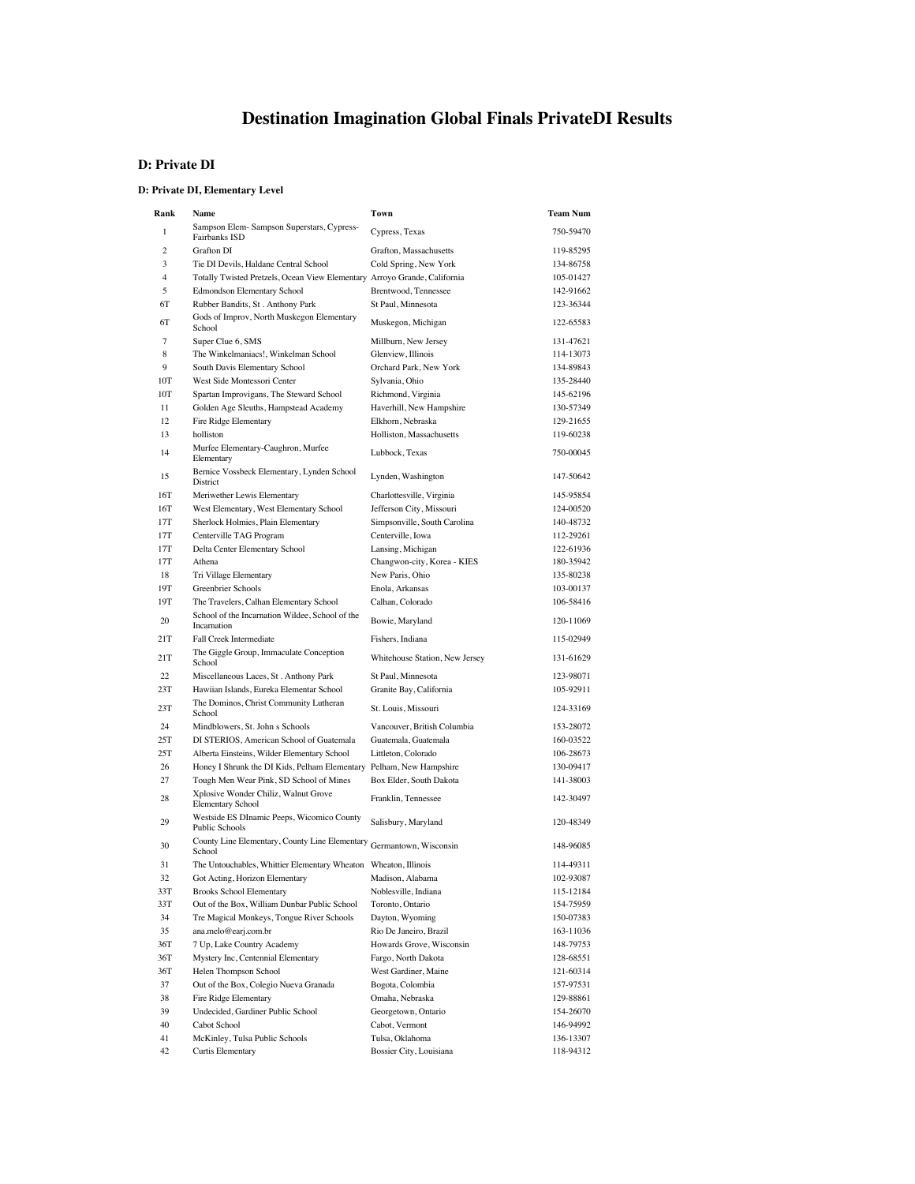# Destination Imagination Global Finals PrivateDI Results

## D: Private DI

### D: Private DI, Elementary Level

| Rank | Name | Town | Team Num |
|---|---|---|---|
| 1 | Sampson Elem- Sampson Superstars, Cypress-Fairbanks ISD | Cypress, Texas | 750-59470 |
| 2 | Grafton DI | Grafton, Massachusetts | 119-85295 |
| 3 | Tie DI Devils, Haldane Central School | Cold Spring, New York | 134-86758 |
| 4 | Totally Twisted Pretzels, Ocean View Elementary | Arroyo Grande, California | 105-01427 |
| 5 | Edmondson Elementary School | Brentwood, Tennessee | 142-91662 |
| 6T | Rubber Bandits, St . Anthony Park | St Paul, Minnesota | 123-36344 |
| 6T | Gods of Improv, North Muskegon Elementary School | Muskegon, Michigan | 122-65583 |
| 7 | Super Clue 6, SMS | Millburn, New Jersey | 131-47621 |
| 8 | The Winkelmaniacs!, Winkelman School | Glenview, Illinois | 114-13073 |
| 9 | South Davis Elementary School | Orchard Park, New York | 134-89843 |
| 10T | West Side Montessori Center | Sylvania, Ohio | 135-28440 |
| 10T | Spartan Improvigans, The Steward School | Richmond, Virginia | 145-62196 |
| 11 | Golden Age Sleuths, Hampstead Academy | Haverhill, New Hampshire | 130-57349 |
| 12 | Fire Ridge Elementary | Elkhorn, Nebraska | 129-21655 |
| 13 | holliston | Holliston, Massachusetts | 119-60238 |
| 14 | Murfee Elementary-Caughron, Murfee Elementary | Lubbock, Texas | 750-00045 |
| 15 | Bernice Vossbeck Elementary, Lynden School District | Lynden, Washington | 147-50642 |
| 16T | Meriwether Lewis Elementary | Charlottesville, Virginia | 145-95854 |
| 16T | West Elementary, West Elementary School | Jefferson City, Missouri | 124-00520 |
| 17T | Sherlock Holmies, Plain Elementary | Simpsonville, South Carolina | 140-48732 |
| 17T | Centerville TAG Program | Centerville, Iowa | 112-29261 |
| 17T | Delta Center Elementary School | Lansing, Michigan | 122-61936 |
| 17T | Athena | Changwon-city, Korea - KIES | 180-35942 |
| 18 | Tri Village Elementary | New Paris, Ohio | 135-80238 |
| 19T | Greenbrier Schools | Enola, Arkansas | 103-00137 |
| 19T | The Travelers, Calhan Elementary School | Calhan, Colorado | 106-58416 |
| 20 | School of the Incarnation Wildee, School of the Incarnation | Bowie, Maryland | 120-11069 |
| 21T | Fall Creek Intermediate | Fishers, Indiana | 115-02949 |
| 21T | The Giggle Group, Immaculate Conception School | Whitehouse Station, New Jersey | 131-61629 |
| 22 | Miscellaneous Laces, St . Anthony Park | St Paul, Minnesota | 123-98071 |
| 23T | Hawiian Islands, Eureka Elementar School | Granite Bay, California | 105-92911 |
| 23T | The Dominos, Christ Community Lutheran School | St. Louis, Missouri | 124-33169 |
| 24 | Mindblowers, St. John s Schools | Vancouver, British Columbia | 153-28072 |
| 25T | DI STERIOS, American School of Guatemala | Guatemala, Guatemala | 160-03522 |
| 25T | Alberta Einsteins, Wilder Elementary School | Littleton, Colorado | 106-28673 |
| 26 | Honey I Shrunk the DI Kids, Pelham Elementary | Pelham, New Hampshire | 130-09417 |
| 27 | Tough Men Wear Pink, SD School of Mines | Box Elder, South Dakota | 141-38003 |
| 28 | Xplosive Wonder Chiliz, Walnut Grove Elementary School | Franklin, Tennessee | 142-30497 |
| 29 | Westside ES DInamic Peeps, Wicomico County Public Schools | Salisbury, Maryland | 120-48349 |
| 30 | County Line Elementary, County Line Elementary School | Germantown, Wisconsin | 148-96085 |
| 31 | The Untouchables, Whittier Elementary Wheaton | Wheaton, Illinois | 114-49311 |
| 32 | Got Acting, Horizon Elementary | Madison, Alabama | 102-93087 |
| 33T | Brooks School Elementary | Noblesville, Indiana | 115-12184 |
| 33T | Out of the Box, William Dunbar Public School | Toronto, Ontario | 154-75959 |
| 34 | Tre Magical Monkeys, Tongue River Schools | Dayton, Wyoming | 150-07383 |
| 35 | ana.melo@earj.com.br | Rio De Janeiro, Brazil | 163-11036 |
| 36T | 7 Up, Lake Country Academy | Howards Grove, Wisconsin | 148-79753 |
| 36T | Mystery Inc, Centennial Elementary | Fargo, North Dakota | 128-68551 |
| 36T | Helen Thompson School | West Gardiner, Maine | 121-60314 |
| 37 | Out of the Box, Colegio Nueva Granada | Bogota, Colombia | 157-97531 |
| 38 | Fire Ridge Elementary | Omaha, Nebraska | 129-88861 |
| 39 | Undecided, Gardiner Public School | Georgetown, Ontario | 154-26070 |
| 40 | Cabot School | Cabot, Vermont | 146-94992 |
| 41 | McKinley, Tulsa Public Schools | Tulsa, Oklahoma | 136-13307 |
| 42 | Curtis Elementary | Bossier City, Louisiana | 118-94312 |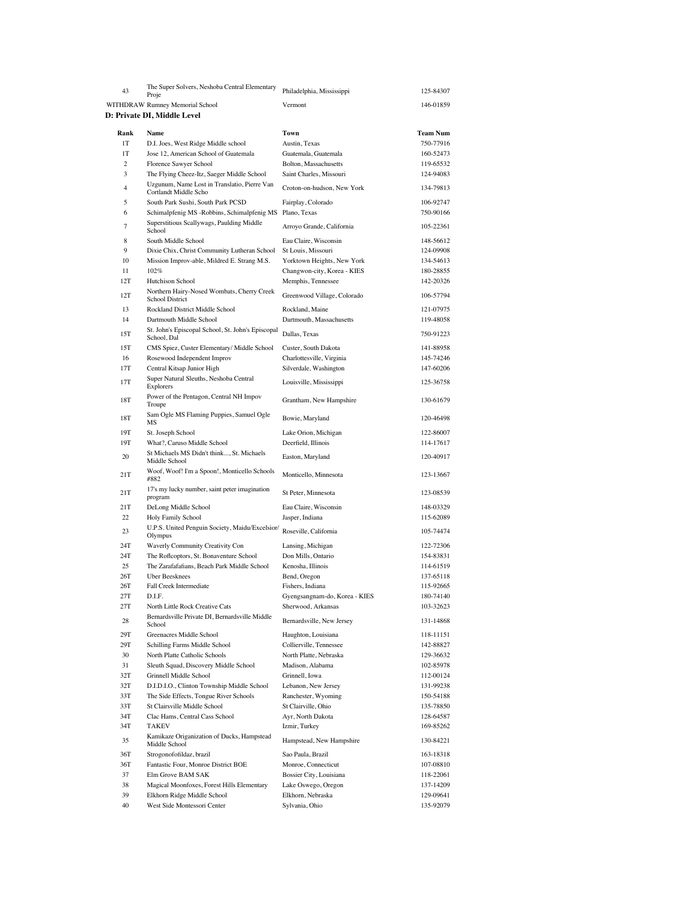| | | | |
|---|---|---|---|
| 43 | The Super Solvers, Neshoba Central Elementary Proje | Philadelphia, Mississippi | 125-84307 |
| WITHDRAW | Rumney Memorial School | Vermont | 146-01859 |

### D: Private DI, Middle Level

| Rank | Name | Town | Team Num |
|---|---|---|---|
| 1T | D.I. Joes, West Ridge Middle school | Austin, Texas | 750-77916 |
| 1T | Jose 12, American School of Guatemala | Guatemala, Guatemala | 160-52473 |
| 2 | Florence Sawyer School | Bolton, Massachusetts | 119-65532 |
| 3 | The Flying Cheez-Itz, Saeger Middle School | Saint Charles, Missouri | 124-94083 |
| 4 | Uzgunum, Name Lost in Translatio, Pierre Van Cortlandt Middle Scho | Croton-on-hudson, New York | 134-79813 |
| 5 | South Park Sushi, South Park PCSD | Fairplay, Colorado | 106-92747 |
| 6 | Schimalpfenig MS -Robbins, Schimalpfenig MS | Plano, Texas | 750-90166 |
| 7 | Superstitious Scallywags, Paulding Middle School | Arroyo Grande, California | 105-22361 |
| 8 | South Middle School | Eau Claire, Wisconsin | 148-56612 |
| 9 | Dixie Chix, Christ Community Lutheran School | St Louis, Missouri | 124-09908 |
| 10 | Mission Improv-able, Mildred E. Strang M.S. | Yorktown Heights, New York | 134-54613 |
| 11 | 102% | Changwon-city, Korea - KIES | 180-28855 |
| 12T | Hutchison School | Memphis, Tennessee | 142-20326 |
| 12T | Northern Hairy-Nosed Wombats, Cherry Creek School District | Greenwood Village, Colorado | 106-57794 |
| 13 | Rockland District Middle School | Rockland, Maine | 121-07975 |
| 14 | Dartmouth Middle School | Dartmouth, Massachusetts | 119-48058 |
| 15T | St. John's Episcopal School, St. John's Episcopal School, Dal | Dallas, Texas | 750-91223 |
| 15T | CMS Spiez, Custer Elementary/ Middle School | Custer, South Dakota | 141-88958 |
| 16 | Rosewood Independent Improv | Charlottesville, Virginia | 145-74246 |
| 17T | Central Kitsap Junior High | Silverdale, Washington | 147-60206 |
| 17T | Super Natural Sleuths, Neshoba Central Explorers | Louisville, Mississippi | 125-36758 |
| 18T | Power of the Pentagon, Central NH Impov Troupe | Grantham, New Hampshire | 130-61679 |
| 18T | Sam Ogle MS Flaming Puppies, Samuel Ogle MS | Bowie, Maryland | 120-46498 |
| 19T | St. Joseph School | Lake Orion, Michigan | 122-86007 |
| 19T | What?, Caruso Middle School | Deerfield, Illinois | 114-17617 |
| 20 | St Michaels MS Didn't think..., St. Michaels Middle School | Easton, Maryland | 120-40917 |
| 21T | Woof, Woof! I'm a Spoon!, Monticello Schools #882 | Monticello, Minnesota | 123-13667 |
| 21T | 17's my lucky number, saint peter imagination program | St Peter, Minnesota | 123-08539 |
| 21T | DeLong Middle School | Eau Claire, Wisconsin | 148-03329 |
| 22 | Holy Family School | Jasper, Indiana | 115-62089 |
| 23 | U.P.S. United Penguin Society, Maidu/Excelsior/ Olympus | Roseville, California | 105-74474 |
| 24T | Waverly Community Creativity Con | Lansing, Michigan | 122-72306 |
| 24T | The Roflcoptors, St. Bonaventure School | Don Mills, Ontario | 154-83831 |
| 25 | The Zarafafafians, Beach Park Middle School | Kenosha, Illinois | 114-61519 |
| 26T | Uber Beesknees | Bend, Oregon | 137-65118 |
| 26T | Fall Creek Intermediate | Fishers, Indiana | 115-92665 |
| 27T | D.I.F. | Gyengsangnam-do, Korea - KIES | 180-74140 |
| 27T | North Little Rock Creative Cats | Sherwood, Arkansas | 103-32623 |
| 28 | Bernardsville Private DI, Bernardsville Middle School | Bernardsville, New Jersey | 131-14868 |
| 29T | Greenacres Middle School | Haughton, Louisiana | 118-11151 |
| 29T | Schilling Farms Middle School | Collierville, Tennessee | 142-88827 |
| 30 | North Platte Catholic Schools | North Platte, Nebraska | 129-36632 |
| 31 | Sleuth Squad, Discovery Middle School | Madison, Alabama | 102-85978 |
| 32T | Grinnell Middle School | Grinnell, Iowa | 112-00124 |
| 32T | D.I.D.I.O., Clinton Township Middle School | Lebanon, New Jersey | 131-99238 |
| 33T | The Side Effects, Tongue River Schools | Ranchester, Wyoming | 150-54188 |
| 33T | St Clairsville Middle School | St Clairville, Ohio | 135-78850 |
| 34T | Clac Hams, Central Cass School | Ayr, North Dakota | 128-64587 |
| 34T | TAKEV | Izmir, Turkey | 169-85262 |
| 35 | Kamikaze Origanization of Ducks, Hampstead Middle School | Hampstead, New Hampshire | 130-84221 |
| 36T | Strogonofofildaz, brazil | Sao Paula, Brazil | 163-18318 |
| 36T | Fantastic Four, Monroe District BOE | Monroe, Connecticut | 107-08810 |
| 37 | Elm Grove BAM SAK | Bossier City, Louisiana | 118-22061 |
| 38 | Magical Moonfoxes, Forest Hills Elementary | Lake Oswego, Oregon | 137-14209 |
| 39 | Elkhorn Ridge Middle School | Elkhorn, Nebraska | 129-09641 |
| 40 | West Side Montessori Center | Sylvania, Ohio | 135-92079 |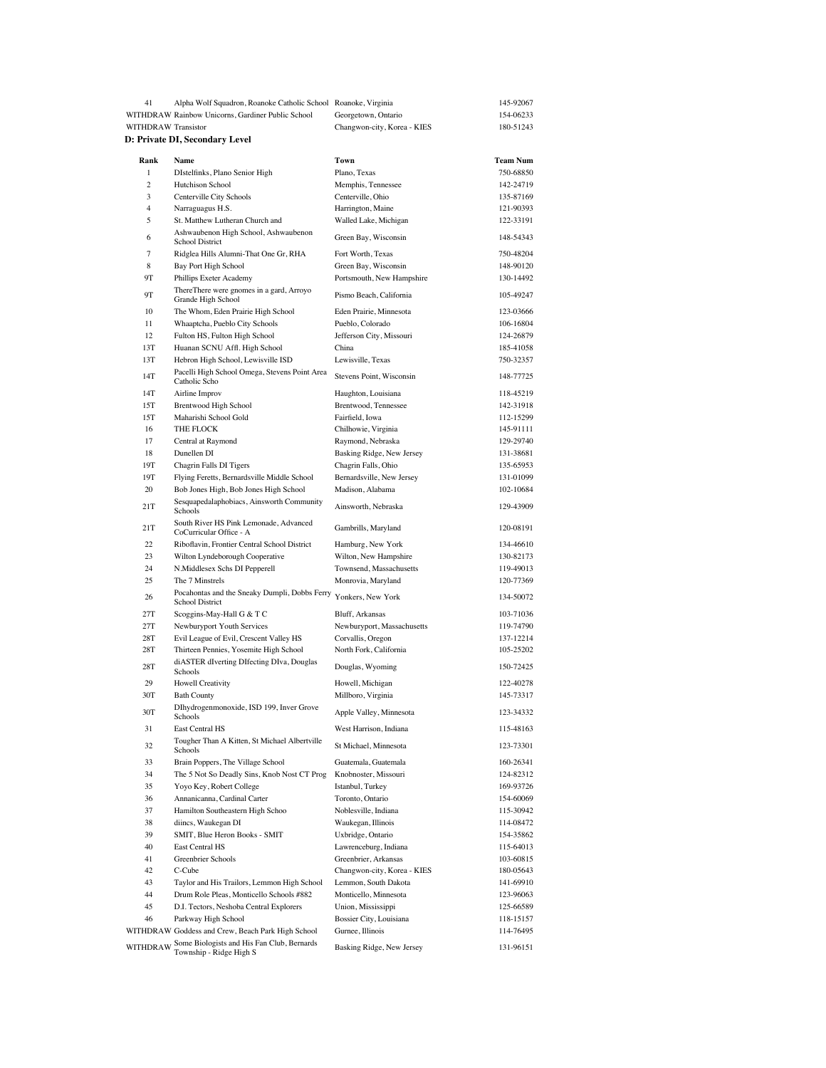| | | | |
|---|---|---|---|
| 41 | Alpha Wolf Squadron, Roanoke Catholic School | Roanoke, Virginia | 145-92067 |
| WITHDRAW | Rainbow Unicorns, Gardiner Public School | Georgetown, Ontario | 154-06233 |
| WITHDRAW | Transistor | Changwon-city, Korea - KIES | 180-51243 |

### D: Private DI, Secondary Level

| Rank | Name | Town | Team Num |
|---|---|---|---|
| 1 | DIstelfinks, Plano Senior High | Plano, Texas | 750-68850 |
| 2 | Hutchison School | Memphis, Tennessee | 142-24719 |
| 3 | Centerville City Schools | Centerville, Ohio | 135-87169 |
| 4 | Narraguagus H.S. | Harrington, Maine | 121-90393 |
| 5 | St. Matthew Lutheran Church and | Walled Lake, Michigan | 122-33191 |
| 6 | Ashwaubenon High School, Ashwaubenon School District | Green Bay, Wisconsin | 148-54343 |
| 7 | Ridglea Hills Alumni-That One Gr, RHA | Fort Worth, Texas | 750-48204 |
| 8 | Bay Port High School | Green Bay, Wisconsin | 148-90120 |
| 9T | Phillips Exeter Academy | Portsmouth, New Hampshire | 130-14492 |
| 9T | ThereThere were gnomes in a gard, Arroyo Grande High School | Pismo Beach, California | 105-49247 |
| 10 | The Whom, Eden Prairie High School | Eden Prairie, Minnesota | 123-03666 |
| 11 | Whaaptcha, Pueblo City Schools | Pueblo, Colorado | 106-16804 |
| 12 | Fulton HS, Fulton High School | Jefferson City, Missouri | 124-26879 |
| 13T | Huanan SCNU Affl. High School | China | 185-41058 |
| 13T | Hebron High School, Lewisville ISD | Lewisville, Texas | 750-32357 |
| 14T | Pacelli High School Omega, Stevens Point Area Catholic Scho | Stevens Point, Wisconsin | 148-77725 |
| 14T | Airline Improv | Haughton, Louisiana | 118-45219 |
| 15T | Brentwood High School | Brentwood, Tennessee | 142-31918 |
| 15T | Maharishi School Gold | Fairfield, Iowa | 112-15299 |
| 16 | THE FLOCK | Chilhowie, Virginia | 145-91111 |
| 17 | Central at Raymond | Raymond, Nebraska | 129-29740 |
| 18 | Dunellen DI | Basking Ridge, New Jersey | 131-38681 |
| 19T | Chagrin Falls DI Tigers | Chagrin Falls, Ohio | 135-65953 |
| 19T | Flying Feretts, Bernardsville Middle School | Bernardsville, New Jersey | 131-01099 |
| 20 | Bob Jones High, Bob Jones High School | Madison, Alabama | 102-10684 |
| 21T | Sesquapedalaphobiacs, Ainsworth Community Schools | Ainsworth, Nebraska | 129-43909 |
| 21T | South River HS Pink Lemonade, Advanced CoCurricular Office - A | Gambrills, Maryland | 120-08191 |
| 22 | Riboflavin, Frontier Central School District | Hamburg, New York | 134-46610 |
| 23 | Wilton Lyndeborough Cooperative | Wilton, New Hampshire | 130-82173 |
| 24 | N.Middlesex Schs DI Pepperell | Townsend, Massachusetts | 119-49013 |
| 25 | The 7 Minstrels | Monrovia, Maryland | 120-77369 |
| 26 | Pocahontas and the Sneaky Dumpli, Dobbs Ferry School District | Yonkers, New York | 134-50072 |
| 27T | Scoggins-May-Hall G & T C | Bluff, Arkansas | 103-71036 |
| 27T | Newburyport Youth Services | Newburyport, Massachusetts | 119-74790 |
| 28T | Evil League of Evil, Crescent Valley HS | Corvallis, Oregon | 137-12214 |
| 28T | Thirteen Pennies, Yosemite High School | North Fork, California | 105-25202 |
| 28T | diASTER dIverting DIfecting DIva, Douglas Schools | Douglas, Wyoming | 150-72425 |
| 29 | Howell Creativity | Howell, Michigan | 122-40278 |
| 30T | Bath County | Millboro, Virginia | 145-73317 |
| 30T | DIhydrogenmonoxide, ISD 199, Inver Grove Schools | Apple Valley, Minnesota | 123-34332 |
| 31 | East Central HS | West Harrison, Indiana | 115-48163 |
| 32 | Tougher Than A Kitten, St Michael Albertville Schools | St Michael, Minnesota | 123-73301 |
| 33 | Brain Poppers, The Village School | Guatemala, Guatemala | 160-26341 |
| 34 | The 5 Not So Deadly Sins, Knob Nost CT Prog | Knobnoster, Missouri | 124-82312 |
| 35 | Yoyo Key, Robert College | Istanbul, Turkey | 169-93726 |
| 36 | Annanicanna, Cardinal Carter | Toronto, Ontario | 154-60069 |
| 37 | Hamilton Southeastern High Schoo | Noblesville, Indiana | 115-30942 |
| 38 | diincs, Waukegan DI | Waukegan, Illinois | 114-08472 |
| 39 | SMIT, Blue Heron Books - SMIT | Uxbridge, Ontario | 154-35862 |
| 40 | East Central HS | Lawrenceburg, Indiana | 115-64013 |
| 41 | Greenbrier Schools | Greenbrier, Arkansas | 103-60815 |
| 42 | C-Cube | Changwon-city, Korea - KIES | 180-05643 |
| 43 | Taylor and His Trailors, Lemmon High School | Lemmon, South Dakota | 141-69910 |
| 44 | Drum Role Pleas, Monticello Schools #882 | Monticello, Minnesota | 123-96063 |
| 45 | D.I. Tectors, Neshoba Central Explorers | Union, Mississippi | 125-66589 |
| 46 | Parkway High School | Bossier City, Louisiana | 118-15157 |
| WITHDRAW | Goddess and Crew, Beach Park High School | Gurnee, Illinois | 114-76495 |
| WITHDRAW | Some Biologists and His Fan Club, Bernards Township - Ridge High S | Basking Ridge, New Jersey | 131-96151 |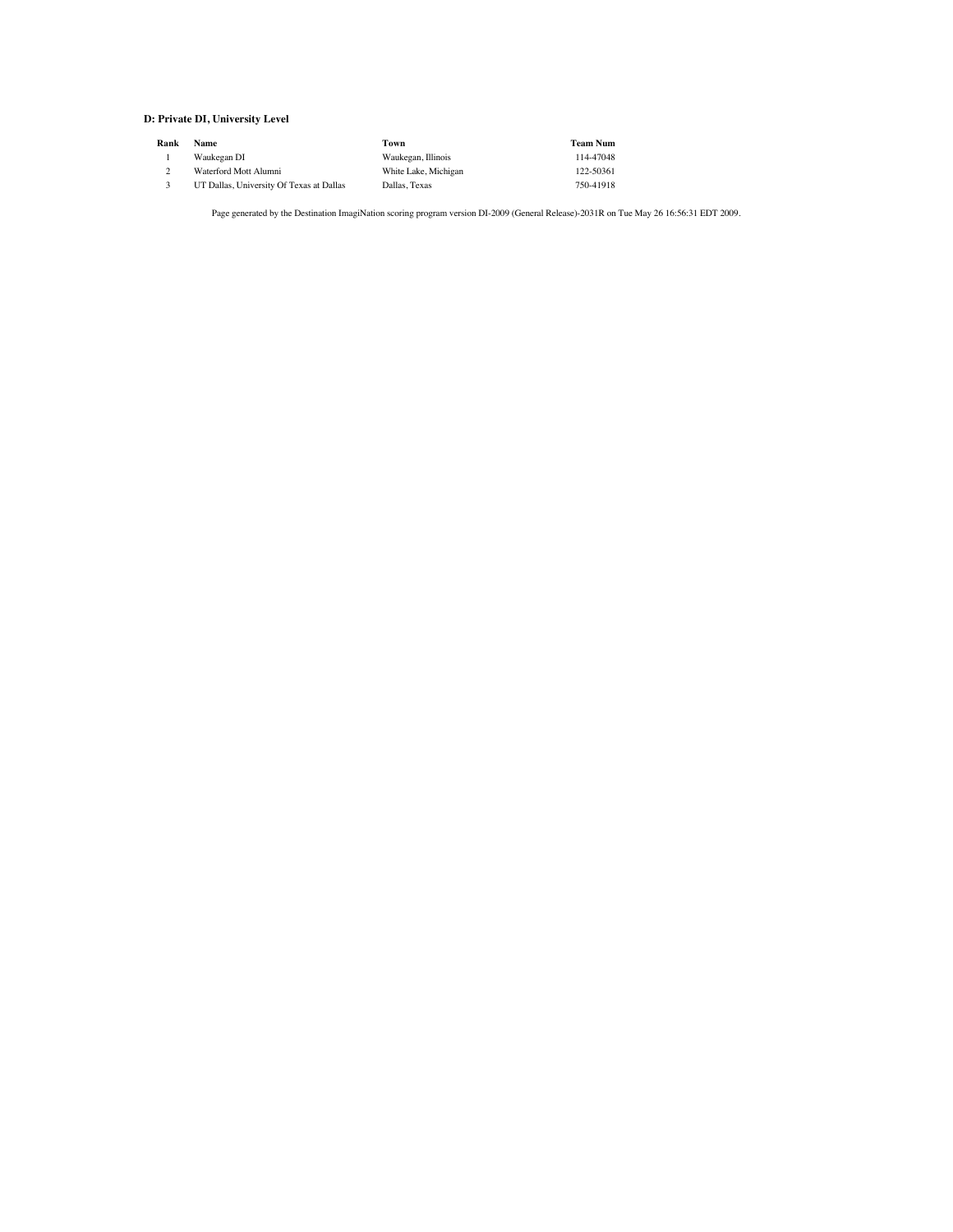### D: Private DI, University Level

| Rank | Name | Town | Team Num |
| --- | --- | --- | --- |
| 1 | Waukegan DI | Waukegan, Illinois | 114-47048 |
| 2 | Waterford Mott Alumni | White Lake, Michigan | 122-50361 |
| 3 | UT Dallas, University Of Texas at Dallas | Dallas, Texas | 750-41918 |

Page generated by the Destination ImagiNation scoring program version DI-2009 (General Release)-2031R on Tue May 26 16:56:31 EDT 2009.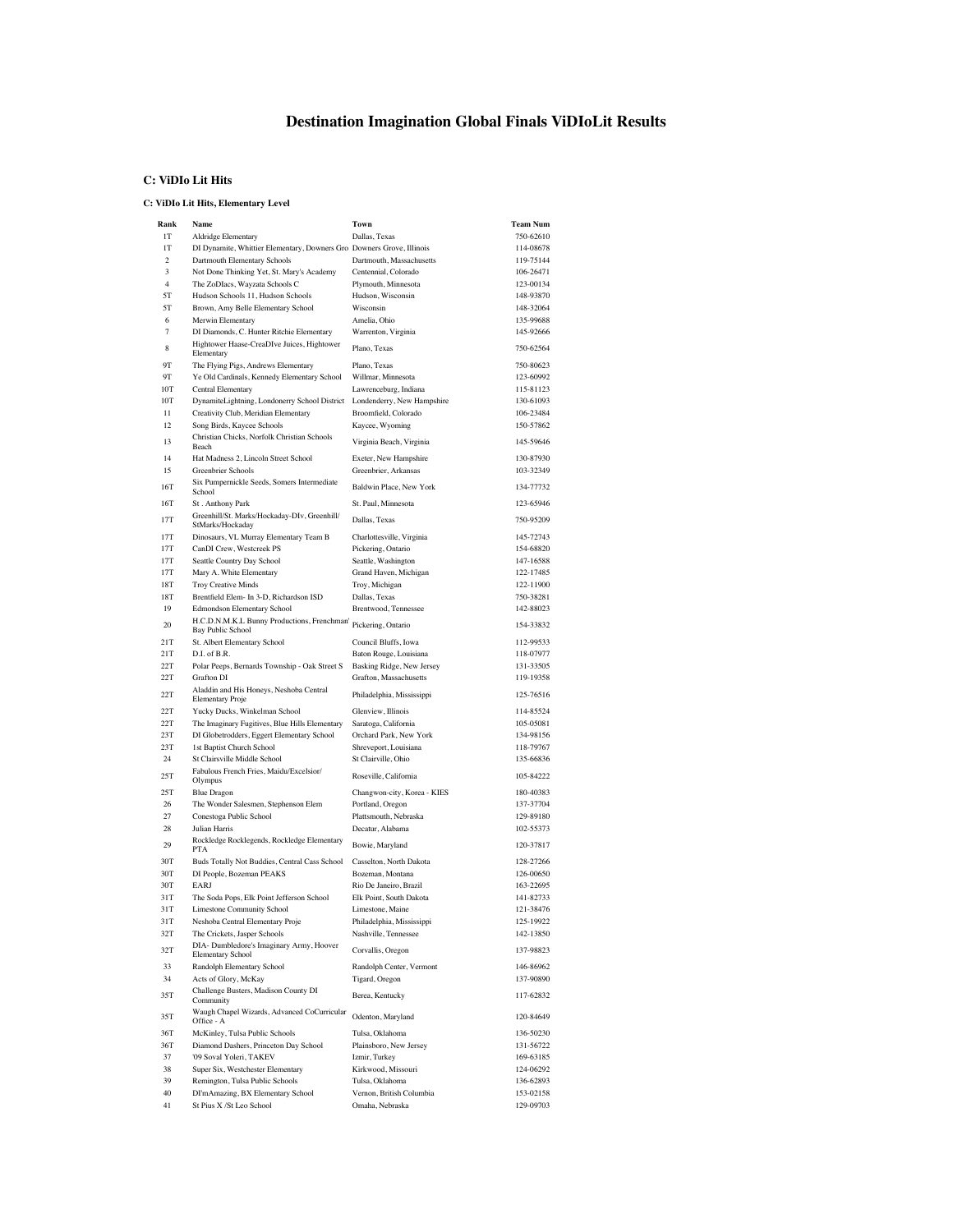# Destination Imagination Global Finals ViDIoLit Results

### C: ViDIo Lit Hits

#### C: ViDIo Lit Hits, Elementary Level

| Rank | Name | Town | Team Num |
|---|---|---|---|
| 1T | Aldridge Elementary | Dallas, Texas | 750-62610 |
| 1T | DI Dynamite, Whittier Elementary, Downers Gro | Downers Grove, Illinois | 114-08678 |
| 2 | Dartmouth Elementary Schools | Dartmouth, Massachusetts | 119-75144 |
| 3 | Not Done Thinking Yet, St. Mary's Academy | Centennial, Colorado | 106-26471 |
| 4 | The ZoDIacs, Wayzata Schools C | Plymouth, Minnesota | 123-00134 |
| 5T | Hudson Schools 11, Hudson Schools | Hudson, Wisconsin | 148-93870 |
| 5T | Brown, Amy Belle Elementary School | Wisconsin | 148-32064 |
| 6 | Merwin Elementary | Amelia, Ohio | 135-99688 |
| 7 | DI Diamonds, C. Hunter Ritchie Elementary | Warrenton, Virginia | 145-92666 |
| 8 | Hightower Haase-CreaDIve Juices, Hightower Elementary | Plano, Texas | 750-62564 |
| 9T | The Flying Pigs, Andrews Elementary | Plano, Texas | 750-80623 |
| 9T | Ye Old Cardinals, Kennedy Elementary School | Willmar, Minnesota | 123-60992 |
| 10T | Central Elementary | Lawrenceburg, Indiana | 115-81123 |
| 10T | DynamiteLightning, Londonerry School District | Londenderry, New Hampshire | 130-61093 |
| 11 | Creativity Club, Meridian Elementary | Broomfield, Colorado | 106-23484 |
| 12 | Song Birds, Kaycee Schools | Kaycee, Wyoming | 150-57862 |
| 13 | Christian Chicks, Norfolk Christian Schools Beach | Virginia Beach, Virginia | 145-59646 |
| 14 | Hat Madness 2, Lincoln Street School | Exeter, New Hampshire | 130-87930 |
| 15 | Greenbrier Schools | Greenbrier, Arkansas | 103-32349 |
| 16T | Six Pumpernickle Seeds, Somers Intermediate School | Baldwin Place, New York | 134-77732 |
| 16T | St . Anthony Park | St. Paul, Minnesota | 123-65946 |
| 17T | Greenhill/St. Marks/Hockaday-DIv, Greenhill/ StMarks/Hockaday | Dallas, Texas | 750-95209 |
| 17T | Dinosaurs, VL Murray Elementary Team B | Charlottesville, Virginia | 145-72743 |
| 17T | CanDI Crew, Westcreek PS | Pickering, Ontario | 154-68820 |
| 17T | Seattle Country Day School | Seattle, Washington | 147-16588 |
| 17T | Mary A. White Elementary | Grand Haven, Michigan | 122-17485 |
| 18T | Troy Creative Minds | Troy, Michigan | 122-11900 |
| 18T | Brentfield Elem- In 3-D, Richardson ISD | Dallas, Texas | 750-38281 |
| 19 | Edmondson Elementary School | Brentwood, Tennessee | 142-88023 |
| 20 | H.C.D.N.M.K.L Bunny Productions, Frenchman' Bay Public School | Pickering, Ontario | 154-33832 |
| 21T | St. Albert Elementary School | Council Bluffs, Iowa | 112-99533 |
| 21T | D.I. of B.R. | Baton Rouge, Louisiana | 118-07977 |
| 22T | Polar Peeps, Bernards Township - Oak Street S | Basking Ridge, New Jersey | 131-33505 |
| 22T | Grafton DI | Grafton, Massachusetts | 119-19358 |
| 22T | Aladdin and His Honeys, Neshoba Central Elementary Proje | Philadelphia, Mississippi | 125-76516 |
| 22T | Yucky Ducks, Winkelman School | Glenview, Illinois | 114-85524 |
| 22T | The Imaginary Fugitives, Blue Hills Elementary | Saratoga, California | 105-05081 |
| 23T | DI Globetrodders, Eggert Elementary School | Orchard Park, New York | 134-98156 |
| 23T | 1st Baptist Church School | Shreveport, Louisiana | 118-79767 |
| 24 | St Clairsville Middle School | St Clairville, Ohio | 135-66836 |
| 25T | Fabulous French Fries, Maidu/Excelsior/ Olympus | Roseville, California | 105-84222 |
| 25T | Blue Dragon | Changwon-city, Korea - KIES | 180-40383 |
| 26 | The Wonder Salesmen, Stephenson Elem | Portland, Oregon | 137-37704 |
| 27 | Conestoga Public School | Plattsmouth, Nebraska | 129-89180 |
| 28 | Julian Harris | Decatur, Alabama | 102-55373 |
| 29 | Rockledge Rocklegends, Rockledge Elementary PTA | Bowie, Maryland | 120-37817 |
| 30T | Buds Totally Not Buddies, Central Cass School | Casselton, North Dakota | 128-27266 |
| 30T | DI People, Bozeman PEAKS | Bozeman, Montana | 126-00650 |
| 30T | EARJ | Rio De Janeiro, Brazil | 163-22695 |
| 31T | The Soda Pops, Elk Point Jefferson School | Elk Point, South Dakota | 141-82733 |
| 31T | Limestone Community School | Limestone, Maine | 121-38476 |
| 31T | Neshoba Central Elementary Proje | Philadelphia, Mississippi | 125-19922 |
| 32T | The Crickets, Jasper Schools | Nashville, Tennessee | 142-13850 |
| 32T | DIA- Dumbledore's Imaginary Army, Hoover Elementary School | Corvallis, Oregon | 137-98823 |
| 33 | Randolph Elementary School | Randolph Center, Vermont | 146-86962 |
| 34 | Acts of Glory, McKay | Tigard, Oregon | 137-90890 |
| 35T | Challenge Busters, Madison County DI Community | Berea, Kentucky | 117-62832 |
| 35T | Waugh Chapel Wizards, Advanced CoCurricular Office - A | Odenton, Maryland | 120-84649 |
| 36T | McKinley, Tulsa Public Schools | Tulsa, Oklahoma | 136-50230 |
| 36T | Diamond Dashers, Princeton Day School | Plainsboro, New Jersey | 131-56722 |
| 37 | '09 Soval Yoleri, TAKEV | Izmir, Turkey | 169-63185 |
| 38 | Super Six, Westchester Elementary | Kirkwood, Missouri | 124-06292 |
| 39 | Remington, Tulsa Public Schools | Tulsa, Oklahoma | 136-62893 |
| 40 | DI'mAmazing, BX Elementary School | Vernon, British Columbia | 153-02158 |
| 41 | St Pius X /St Leo School | Omaha, Nebraska | 129-09703 |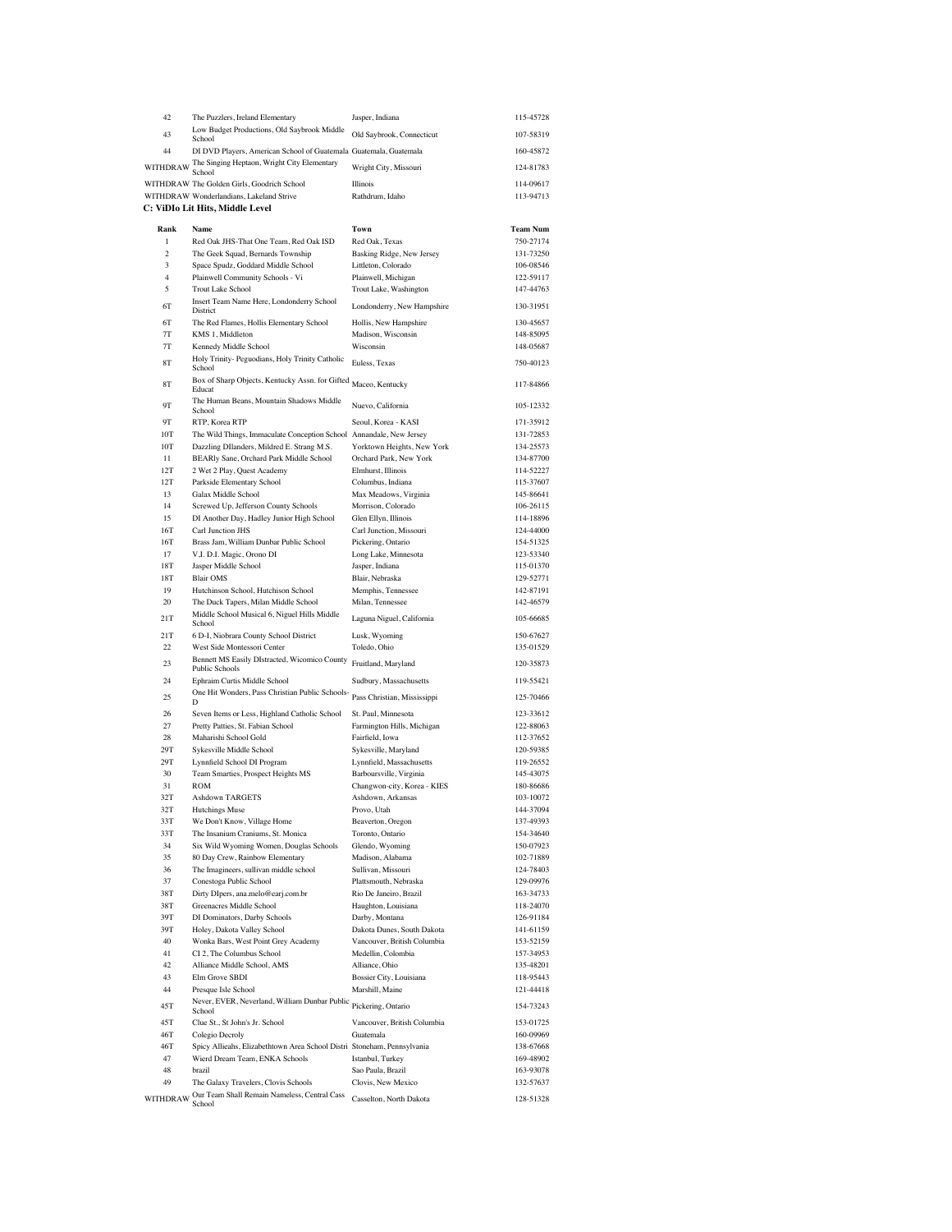| | | | |
|---|---|---|---|
| 42 | The Puzzlers, Ireland Elementary | Jasper, Indiana | 115-45728 |
| 43 | Low Budget Productions, Old Saybrook Middle School | Old Saybrook, Connecticut | 107-58319 |
| 44 | DI DVD Players, American School of Guatemala | Guatemala, Guatemala | 160-45872 |
| WITHDRAW | The Singing Heptaon, Wright City Elementary School | Wright City, Missouri | 124-81783 |
| WITHDRAW | The Golden Girls, Goodrich School | Illinois | 114-09617 |
| WITHDRAW | Wonderlandians, Lakeland Strive | Rathdrum, Idaho | 113-94713 |

**C: ViDIo Lit Hits, Middle Level**

| Rank | Name | Town | Team Num |
|---|---|---|---|
| 1 | Red Oak JHS-That One Team, Red Oak ISD | Red Oak, Texas | 750-27174 |
| 2 | The Geek Squad, Bernards Township | Basking Ridge, New Jersey | 131-73250 |
| 3 | Space Spudz, Goddard Middle School | Littleton, Colorado | 106-08546 |
| 4 | Plainwell Community Schools - Vi | Plainwell, Michigan | 122-59117 |
| 5 | Trout Lake School | Trout Lake, Washington | 147-44763 |
| 6T | Insert Team Name Here, Londonderry School District | Londonderry, New Hampshire | 130-31951 |
| 6T | The Red Flames, Hollis Elementary School | Hollis, New Hampshire | 130-45657 |
| 7T | KMS 1, Middleton | Madison, Wisconsin | 148-85095 |
| 7T | Kennedy Middle School | Wisconsin | 148-05687 |
| 8T | Holy Trinity- Peguodians, Holy Trinity Catholic School | Euless, Texas | 750-40123 |
| 8T | Box of Sharp Objects, Kentucky Assn. for Gifted Educat | Maceo, Kentucky | 117-84866 |
| 9T | The Human Beans, Mountain Shadows Middle School | Nuevo, California | 105-12332 |
| 9T | RTP, Korea RTP | Seoul, Korea - KASI | 171-35912 |
| 10T | The Wild Things, Immaculate Conception School | Annandale, New Jersey | 131-72853 |
| 10T | Dazzling DIlanders, Mildred E. Strang M.S. | Yorktown Heights, New York | 134-25573 |
| 11 | BEARly Sane, Orchard Park Middle School | Orchard Park, New York | 134-87700 |
| 12T | 2 Wet 2 Play, Quest Academy | Elmhurst, Illinois | 114-52227 |
| 12T | Parkside Elementary School | Columbus, Indiana | 115-37607 |
| 13 | Galax Middle School | Max Meadows, Virginia | 145-86641 |
| 14 | Screwed Up, Jefferson County Schools | Morrison, Colorado | 106-26115 |
| 15 | DI Another Day, Hadley Junior High School | Glen Ellyn, Illinois | 114-18896 |
| 16T | Carl Junction JHS | Carl Junction, Missouri | 124-44000 |
| 16T | Brass Jam, William Dunbar Public School | Pickering, Ontario | 154-51325 |
| 17 | V.I. D.I. Magic, Orono DI | Long Lake, Minnesota | 123-53340 |
| 18T | Jasper Middle School | Jasper, Indiana | 115-01370 |
| 18T | Blair OMS | Blair, Nebraska | 129-52771 |
| 19 | Hutchinson School, Hutchison School | Memphis, Tennessee | 142-87191 |
| 20 | The Duck Tapers, Milan Middle School | Milan, Tennessee | 142-46579 |
| 21T | Middle School Musical 6, Niguel Hills Middle School | Laguna Niguel, California | 105-66685 |
| 21T | 6 D-I, Niobrara County School District | Lusk, Wyoming | 150-67627 |
| 22 | West Side Montessori Center | Toledo, Ohio | 135-01529 |
| 23 | Bennett MS Easily DIstracted, Wicomico County Public Schools | Fruitland, Maryland | 120-35873 |
| 24 | Ephraim Curtis Middle School | Sudbury, Massachusetts | 119-55421 |
| 25 | One Hit Wonders, Pass Christian Public Schools-D | Pass Christian, Mississippi | 125-70466 |
| 26 | Seven Items or Less, Highland Catholic School | St. Paul, Minnesota | 123-33612 |
| 27 | Pretty Patties, St. Fabian School | Farmington Hills, Michigan | 122-88063 |
| 28 | Maharishi School Gold | Fairfield, Iowa | 112-37652 |
| 29T | Sykesville Middle School | Sykesville, Maryland | 120-59385 |
| 29T | Lynnfield School DI Program | Lynnfield, Massachusetts | 119-26552 |
| 30 | Team Smarties, Prospect Heights MS | Barboursville, Virginia | 145-43075 |
| 31 | ROM | Changwon-city, Korea - KIES | 180-86686 |
| 32T | Ashdown TARGETS | Ashdown, Arkansas | 103-10072 |
| 32T | Hutchings Muse | Provo, Utah | 144-37094 |
| 33T | We Don't Know, Village Home | Beaverton, Oregon | 137-49393 |
| 33T | The Insanium Craniums, St. Monica | Toronto, Ontario | 154-34640 |
| 34 | Six Wild Wyoming Women, Douglas Schools | Glendo, Wyoming | 150-07923 |
| 35 | 80 Day Crew, Rainbow Elementary | Madison, Alabama | 102-71889 |
| 36 | The Imagineers, sullivan middle school | Sullivan, Missouri | 124-78403 |
| 37 | Conestoga Public School | Plattsmouth, Nebraska | 129-09976 |
| 38T | Dirty DIpers, ana.melo@earj.com.br | Rio De Janeiro, Brazil | 163-34733 |
| 38T | Greenacres Middle School | Haughton, Louisiana | 118-24070 |
| 39T | DI Dominators, Darby Schools | Darby, Montana | 126-91184 |
| 39T | Holey, Dakota Valley School | Dakota Dunes, South Dakota | 141-61159 |
| 40 | Wonka Bars, West Point Grey Academy | Vancouver, British Columbia | 153-52159 |
| 41 | CI 2, The Columbus School | Medellin, Colombia | 157-34953 |
| 42 | Alliance Middle School, AMS | Alliance, Ohio | 135-48201 |
| 43 | Elm Grove SBDI | Bossier City, Louisiana | 118-95443 |
| 44 | Presque Isle School | Marshill, Maine | 121-44418 |
| 45T | Never, EVER, Neverland, William Dunbar Public School | Pickering, Ontario | 154-73243 |
| 45T | Clue St., St John's Jr. School | Vancouver, British Columbia | 153-01725 |
| 46T | Colegio Decroly | Guatemala | 160-09969 |
| 46T | Spicy Allieahs, Elizabethtown Area School Distri | Stoneham, Pennsylvania | 138-67668 |
| 47 | Wierd Dream Team, ENKA Schools | Istanbul, Turkey | 169-48902 |
| 48 | brazil | Sao Paula, Brazil | 163-93078 |
| 49 | The Galaxy Travelers, Clovis Schools | Clovis, New Mexico | 132-57637 |
| WITHDRAW | Our Team Shall Remain Nameless, Central Cass School | Casselton, North Dakota | 128-51328 |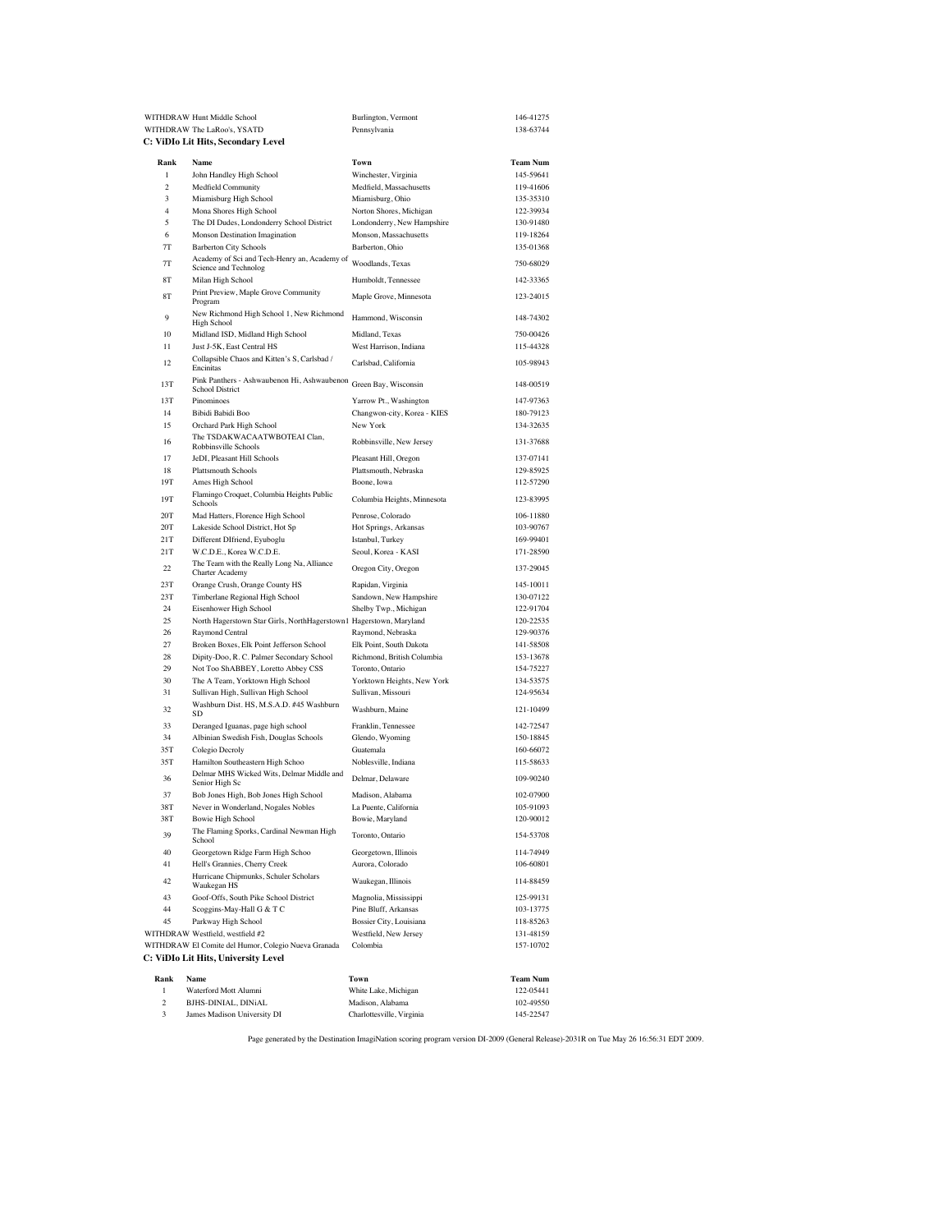| | | | |
|---|---|---|---|
| WITHDRAW | Hunt Middle School | Burlington, Vermont | 146-41275 |
| WITHDRAW | The LaRoo's, YSATD | Pennsylvania | 138-63744 |

### C: ViDIo Lit Hits, Secondary Level

| Rank | Name | Town | Team Num |
|---|---|---|---|
| 1 | John Handley High School | Winchester, Virginia | 145-59641 |
| 2 | Medfield Community | Medfield, Massachusetts | 119-41606 |
| 3 | Miamisburg High School | Miamisburg, Ohio | 135-35310 |
| 4 | Mona Shores High School | Norton Shores, Michigan | 122-39934 |
| 5 | The DI Dudes, Londonderry School District | Londonderry, New Hampshire | 130-91480 |
| 6 | Monson Destination Imagination | Monson, Massachusetts | 119-18264 |
| 7T | Barberton City Schools | Barberton, Ohio | 135-01368 |
| 7T | Academy of Sci and Tech-Henry an, Academy of Science and Technolog | Woodlands, Texas | 750-68029 |
| 8T | Milan High School | Humboldt, Tennessee | 142-33365 |
| 8T | Print Preview, Maple Grove Community Program | Maple Grove, Minnesota | 123-24015 |
| 9 | New Richmond High School 1, New Richmond High School | Hammond, Wisconsin | 148-74302 |
| 10 | Midland ISD, Midland High School | Midland, Texas | 750-00426 |
| 11 | Just J-5K, East Central HS | West Harrison, Indiana | 115-44328 |
| 12 | Collapsible Chaos and Kitten's S, Carlsbad / Encinitas | Carlsbad, California | 105-98943 |
| 13T | Pink Panthers - Ashwaubenon Hi, Ashwaubenon School District | Green Bay, Wisconsin | 148-00519 |
| 13T | Pinominoes | Yarrow Pt., Washington | 147-97363 |
| 14 | Bibidi Babidi Boo | Changwon-city, Korea - KIES | 180-79123 |
| 15 | Orchard Park High School | New York | 134-32635 |
| 16 | The TSDAKWACAATWBOTEAI Clan, Robbinsville Schools | Robbinsville, New Jersey | 131-37688 |
| 17 | JeDI, Pleasant Hill Schools | Pleasant Hill, Oregon | 137-07141 |
| 18 | Plattsmouth Schools | Plattsmouth, Nebraska | 129-85925 |
| 19T | Ames High School | Boone, Iowa | 112-57290 |
| 19T | Flamingo Croquet, Columbia Heights Public Schools | Columbia Heights, Minnesota | 123-83995 |
| 20T | Mad Hatters, Florence High School | Penrose, Colorado | 106-11880 |
| 20T | Lakeside School District, Hot Sp | Hot Springs, Arkansas | 103-90767 |
| 21T | Different DIfriend, Eyuboglu | Istanbul, Turkey | 169-99401 |
| 21T | W.C.D.E., Korea W.C.D.E. | Seoul, Korea - KASI | 171-28590 |
| 22 | The Team with the Really Long Na, Alliance Charter Academy | Oregon City, Oregon | 137-29045 |
| 23T | Orange Crush, Orange County HS | Rapidan, Virginia | 145-10011 |
| 23T | Timberlane Regional High School | Sandown, New Hampshire | 130-07122 |
| 24 | Eisenhower High School | Shelby Twp., Michigan | 122-91704 |
| 25 | North Hagerstown Star Girls, NorthHagerstown I | Hagerstown, Maryland | 120-22535 |
| 26 | Raymond Central | Raymond, Nebraska | 129-90376 |
| 27 | Broken Boxes, Elk Point Jefferson School | Elk Point, South Dakota | 141-58508 |
| 28 | Dipity-Doo, R. C. Palmer Secondary School | Richmond, British Columbia | 153-13678 |
| 29 | Not Too ShABBEY, Loretto Abbey CSS | Toronto, Ontario | 154-75227 |
| 30 | The A Team, Yorktown High School | Yorktown Heights, New York | 134-53575 |
| 31 | Sullivan High, Sullivan High School | Sullivan, Missouri | 124-95634 |
| 32 | Washburn Dist. HS, M.S.A.D. #45 Washburn SD | Washburn, Maine | 121-10499 |
| 33 | Deranged Iguanas, page high school | Franklin, Tennessee | 142-72547 |
| 34 | Albinian Swedish Fish, Douglas Schools | Glendo, Wyoming | 150-18845 |
| 35T | Colegio Decroly | Guatemala | 160-66072 |
| 35T | Hamilton Southeastern High Schoo | Noblesville, Indiana | 115-58633 |
| 36 | Delmar MHS Wicked Wits, Delmar Middle and Senior High Sc | Delmar, Delaware | 109-90240 |
| 37 | Bob Jones High, Bob Jones High School | Madison, Alabama | 102-07900 |
| 38T | Never in Wonderland, Nogales Nobles | La Puente, California | 105-91093 |
| 38T | Bowie High School | Bowie, Maryland | 120-90012 |
| 39 | The Flaming Sporks, Cardinal Newman High School | Toronto, Ontario | 154-53708 |
| 40 | Georgetown Ridge Farm High Schoo | Georgetown, Illinois | 114-74949 |
| 41 | Hell's Grannies, Cherry Creek | Aurora, Colorado | 106-60801 |
| 42 | Hurricane Chipmunks, Schuler Scholars Waukegan HS | Waukegan, Illinois | 114-88459 |
| 43 | Goof-Offs, South Pike School District | Magnolia, Mississippi | 125-99131 |
| 44 | Scoggins-May-Hall G & T C | Pine Bluff, Arkansas | 103-13775 |
| 45 | Parkway High School | Bossier City, Louisiana | 118-85263 |
| WITHDRAW | Westfield, westfield #2 | Westfield, New Jersey | 131-48159 |
| WITHDRAW | El Comite del Humor, Colegio Nueva Granada | Colombia | 157-10702 |

### C: ViDIo Lit Hits, University Level

| Rank | Name | Town | Team Num |
|---|---|---|---|
| 1 | Waterford Mott Alumni | White Lake, Michigan | 122-05441 |
| 2 | BJHS-DINIAL, DINiAL | Madison, Alabama | 102-49550 |
| 3 | James Madison University DI | Charlottesville, Virginia | 145-22547 |

Page generated by the Destination ImagiNation scoring program version DI-2009 (General Release)-2031R on Tue May 26 16:56:31 EDT 2009.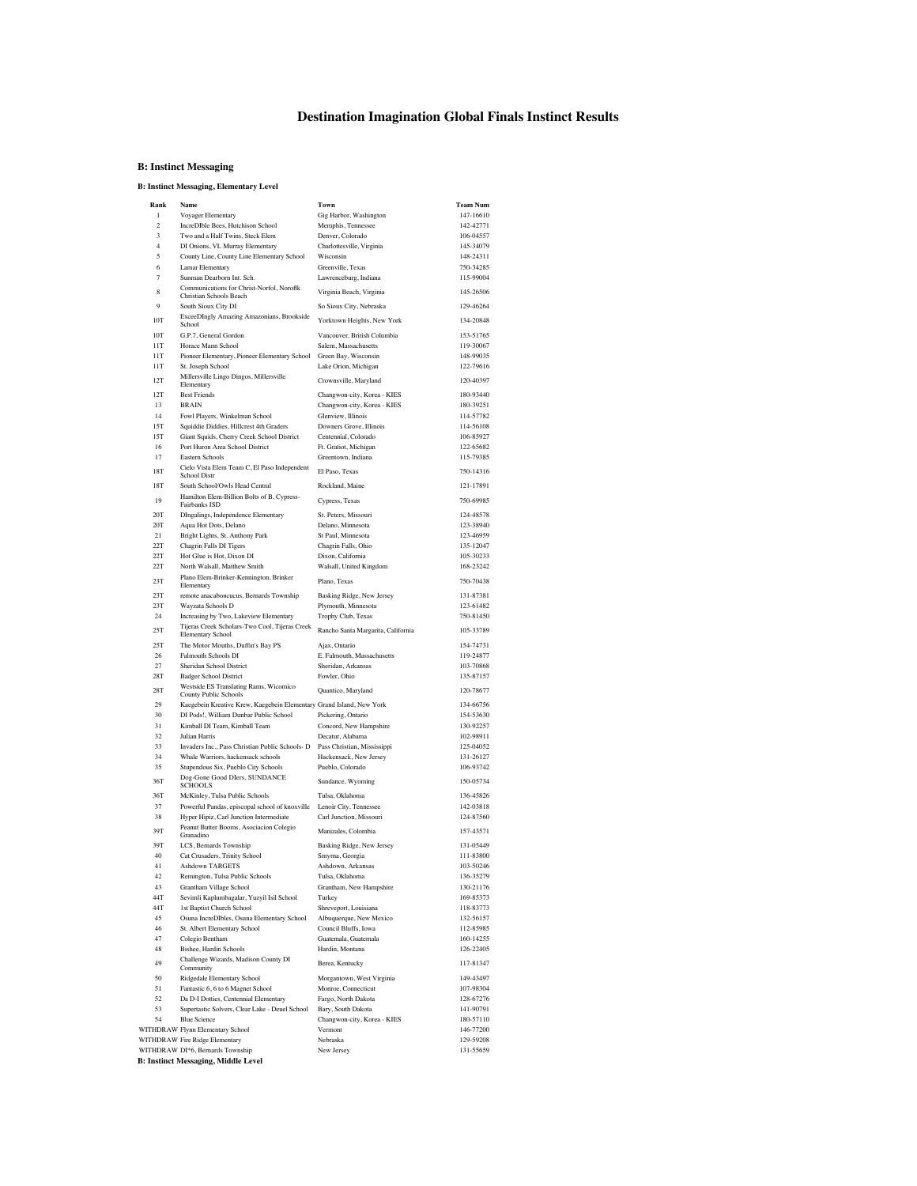# Destination Imagination Global Finals Instinct Results

## B: Instinct Messaging

### B: Instinct Messaging, Elementary Level

| Rank | Name | Town | Team Num |
|---|---|---|---|
| 1 | Voyager Elementary | Gig Harbor, Washington | 147-16610 |
| 2 | IncreDIble Bees, Hutchison School | Memphis, Tennessee | 142-42771 |
| 3 | Two and a Half Twins, Steck Elem | Denver, Colorado | 106-04557 |
| 4 | DI Onions, VL Murray Elementary | Charlottesville, Virginia | 145-34079 |
| 5 | County Line, County Line Elementary School | Wisconsin | 148-24311 |
| 6 | Lamar Elementary | Greenville, Texas | 750-34285 |
| 7 | Sunman Dearborn Int. Sch. | Lawrenceburg, Indiana | 115-99004 |
| 8 | Communications for Christ-Norfol, Noroflk Christian Schools Beach | Virginia Beach, Virginia | 145-26506 |
| 9 | South Sioux City DI | So Sioux City, Nebraska | 129-46264 |
| 10T | ExceeDIngly Amazing Amazonians, Brookside School | Yorktown Heights, New York | 134-20848 |
| 10T | G.P.7, General Gordon | Vancouver, British Columbia | 153-51765 |
| 11T | Horace Mann School | Salem, Massachusetts | 119-30067 |
| 11T | Pioneer Elementary, Pioneer Elementary School | Green Bay, Wisconsin | 148-99035 |
| 11T | St. Joseph School | Lake Orion, Michigan | 122-79616 |
| 12T | Millersville Lingo Dingos, Millersville Elementary | Crownsville, Maryland | 120-40397 |
| 12T | Best Friends | Changwon-city, Korea - KIES | 180-93440 |
| 13 | BRAIN | Changwon-city, Korea - KIES | 180-39251 |
| 14 | Fowl Players, Winkelman School | Glenview, Illinois | 114-57782 |
| 15T | Squiddie Diddies, Hillcrest 4th Graders | Downers Grove, Illinois | 114-56108 |
| 15T | Giant Squids, Cherry Creek School District | Centennial, Colorado | 106-85927 |
| 16 | Port Huron Area School District | Ft. Gratiot, Michigan | 122-65682 |
| 17 | Eastern Schools | Greentown, Indiana | 115-79385 |
| 18T | Cielo Vista Elem Team C, El Paso Independent School Distr | El Paso, Texas | 750-14316 |
| 18T | South School/Owls Head Central | Rockland, Maine | 121-17891 |
| 19 | Hamilton Elem-Billion Bolts of B, Cypress-Fairbanks ISD | Cypress, Texas | 750-69985 |
| 20T | DIngalings, Independence Elementary | St. Peters, Missouri | 124-48578 |
| 20T | Aqua Hot Dots, Delano | Delano, Minnesota | 123-38940 |
| 21 | Bright Lights, St. Anthony Park | St Paul, Minnesota | 123-46959 |
| 22T | Chagrin Falls DI Tigers | Chagrin Falls, Ohio | 135-12047 |
| 22T | Hot Glue is Hot, Dixon DI | Dixon, California | 105-30233 |
| 22T | North Walsall, Matthew Smith | Walsall, United Kingdom | 168-23242 |
| 23T | Plano Elem-Brinker-Kennington, Brinker Elementary | Plano, Texas | 750-70438 |
| 23T | remote anacaboncucus, Bernards Township | Basking Ridge, New Jersey | 131-87381 |
| 23T | Wayzata Schools D | Plymouth, Minnesota | 123-61482 |
| 24 | Increasing by Two, Lakeview Elementary | Trophy Club, Texas | 750-81450 |
| 25T | Tijeras Creek Scholars-Two Cool, Tijeras Creek Elementary School | Rancho Santa Margarita, California | 105-33789 |
| 25T | The Motor Mouths, Duffin's Bay PS | Ajax, Ontario | 154-74731 |
| 26 | Falmouth Schools DI | E. Falmouth, Massachusetts | 119-24877 |
| 27 | Sheridan School District | Sheridan, Arkansas | 103-70868 |
| 28T | Badger School District | Fowler, Ohio | 135-87157 |
| 28T | Westside ES Translating Rams, Wicomico County Public Schools | Quantico, Maryland | 120-78677 |
| 29 | Kaegebein Kreative Krew, Kaegebein Elementary | Grand Island, New York | 134-66756 |
| 30 | DI Pods!, William Dunbar Public School | Pickering, Ontario | 154-53630 |
| 31 | Kimball DI Team, Kimball Team | Concord, New Hampshire | 130-92257 |
| 32 | Julian Harris | Decatur, Alabama | 102-98911 |
| 33 | Invaders Inc., Pass Christian Public Schools- D | Pass Christian, Mississippi | 125-04052 |
| 34 | Whale Warriors, hackensack schools | Hackensack, New Jersey | 131-26127 |
| 35 | Stupendous Six, Pueblo City Schools | Pueblo, Colorado | 106-93742 |
| 36T | Dog-Gone Good DIers, SUNDANCE SCHOOLS | Sundance, Wyoming | 150-05734 |
| 36T | McKinley, Tulsa Public Schools | Tulsa, Oklahoma | 136-45826 |
| 37 | Powerful Pandas, episcopal school of knoxville | Lenoir City, Tennessee | 142-03818 |
| 38 | Hyper Hipiz, Carl Junction Intermediate | Carl Junction, Missouri | 124-87560 |
| 39T | Peanut Butter Booms, Asociacion Colegio Granadino | Manizales, Colombia | 157-43571 |
| 39T | LCS, Bernards Township | Basking Ridge, New Jersey | 131-05449 |
| 40 | Cat Crusaders, Trinity School | Smyrna, Georgia | 111-83800 |
| 41 | Ashdown TARGETS | Ashdown, Arkansas | 103-50246 |
| 42 | Remington, Tulsa Public Schools | Tulsa, Oklahoma | 136-35279 |
| 43 | Grantham Village School | Grantham, New Hampshire | 130-21176 |
| 44T | Sevimli Kaplumbagalar, Yuzyil Isil School | Turkey | 169-85373 |
| 44T | 1st Baptist Church School | Shreveport, Louisiana | 118-83773 |
| 45 | Osuna IncreDIbles, Osuna Elementary School | Albuquerque, New Mexico | 132-56157 |
| 46 | St. Albert Elementary School | Council Bluffs, Iowa | 112-85985 |
| 47 | Colegio Bentham | Guatemala, Guatemala | 160-14255 |
| 48 | Bishee, Hardin Schools | Hardin, Montana | 126-22405 |
| 49 | Challenge Wizards, Madison County DI Community | Berea, Kentucky | 117-81347 |
| 50 | Ridgedale Elementary School | Morgantown, West Virginia | 149-43497 |
| 51 | Fantastic 6, 6 to 6 Magnet School | Monroe, Connecticut | 107-98304 |
| 52 | Da D-I Dotties, Centennial Elementary | Fargo, North Dakota | 128-67276 |
| 53 | Supertastic Solvers, Clear Lake - Deuel School | Bary, South Dakota | 141-90791 |
| 54 | Blue Science | Changwon-city, Korea - KIES | 180-57110 |
| WITHDRAW | Flynn Elementary School | Vermont | 146-77200 |
| WITHDRAW | Fire Ridge Elementary | Nebraska | 129-59208 |
| WITHDRAW | DI\*6, Bernards Township | New Jersey | 131-55659 |

### B: Instinct Messaging, Middle Level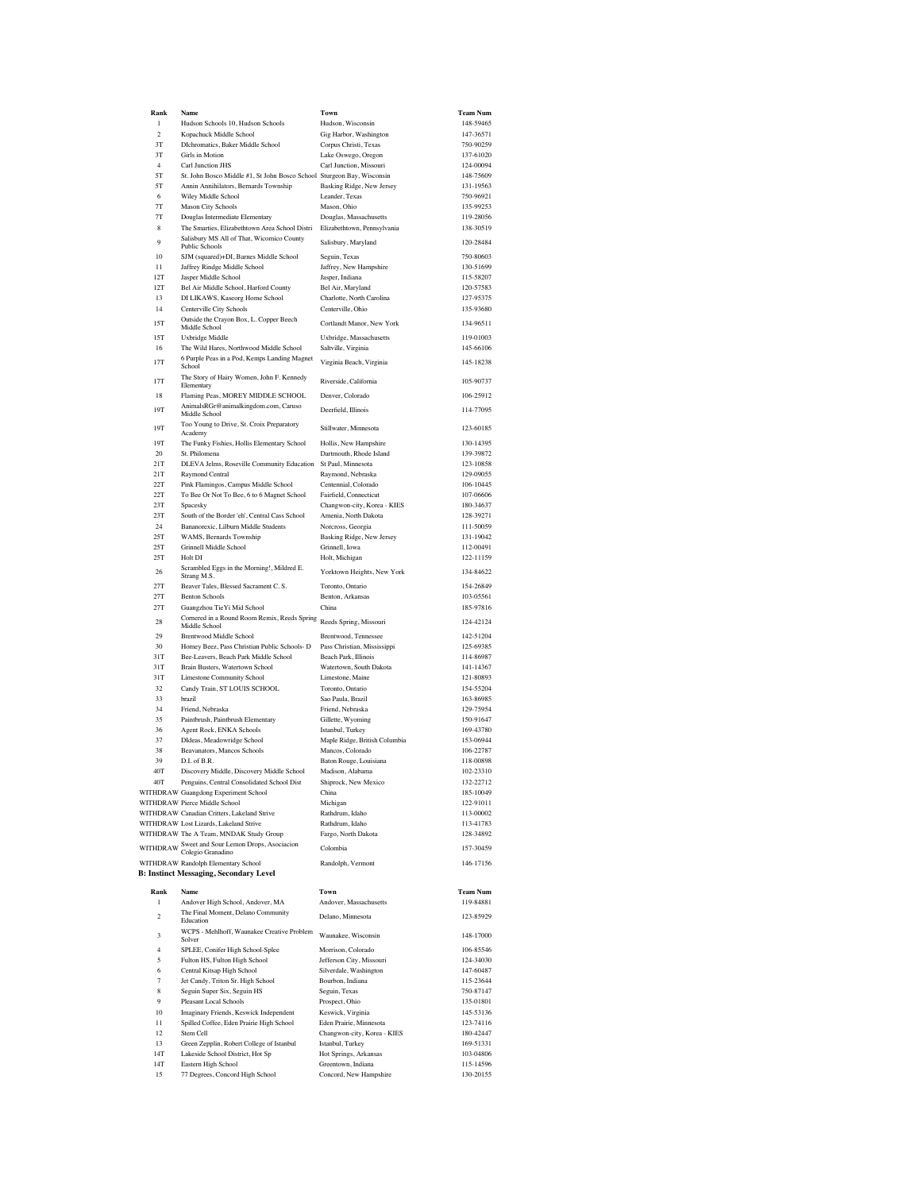| Rank | Name | Town | Team Num |
|---|---|---|---|
| 1 | Hudson Schools 10, Hudson Schools | Hudson, Wisconsin | 148-59465 |
| 2 | Kopachuck Middle School | Gig Harbor, Washington | 147-36571 |
| 3T | DIchromatics, Baker Middle School | Corpus Christi, Texas | 750-90259 |
| 3T | Girls in Motion | Lake Oswego, Oregon | 137-61020 |
| 4 | Carl Junction JHS | Carl Junction, Missouri | 124-00094 |
| 5T | St. John Bosco Middle #1, St John Bosco School | Sturgeon Bay, Wisconsin | 148-75609 |
| 5T | Annin Annihilators, Bernards Township | Basking Ridge, New Jersey | 131-19563 |
| 6 | Wiley Middle School | Leander, Texas | 750-96921 |
| 7T | Mason City Schools | Mason, Ohio | 135-99253 |
| 7T | Douglas Intermediate Elementary | Douglas, Massachusetts | 119-28056 |
| 8 | The Smarties, Elizabethtown Area School Distri | Elizabethtown, Pennsylvania | 138-30519 |
| 9 | Salisbury MS All of That, Wicomico County Public Schools | Salisbury, Maryland | 120-28484 |
| 10 | SJM (squared)+DI, Barnes Middle School | Seguin, Texas | 750-80603 |
| 11 | Jaffrey Rindge Middle School | Jaffrey, New Hampshire | 130-51699 |
| 12T | Jasper Middle School | Jasper, Indiana | 115-58207 |
| 12T | Bel Air Middle School, Harford County | Bel Air, Maryland | 120-57583 |
| 13 | DI LIKAWS, Kaseorg Home School | Charlotte, North Carolina | 127-95375 |
| 14 | Centerville City Schools | Centerville, Ohio | 135-93680 |
| 15T | Outside the Crayon Box, L. Copper Beech Middle School | Cortlandt Manor, New York | 134-96511 |
| 15T | Uxbridge Middle | Uxbridge, Massachusetts | 119-01003 |
| 16 | The Wild Hares, Northwood Middle School | Saltville, Virginia | 145-66106 |
| 17T | 6 Purple Peas in a Pod, Kemps Landing Magnet School | Virginia Beach, Virginia | 145-18238 |
| 17T | The Story of Hairy Women, John F. Kennedy Elementary | Riverside, California | 105-90737 |
| 18 | Flaming Peas, MOREY MIDDLE SCHOOL | Denver, Colorado | 106-25912 |
| 19T | AnimalsRGr@animalkingdom.com, Caruso Middle School | Deerfield, Illinois | 114-77095 |
| 19T | Too Young to Drive, St. Croix Preparatory Academy | Stillwater, Minnesota | 123-60185 |
| 19T | The Funky Fishies, Hollis Elementary School | Hollis, New Hampshire | 130-14395 |
| 20 | St. Philomena | Dartmouth, Rhode Island | 139-39872 |
| 21T | DLEVA Jelms, Roseville Community Education | St Paul, Minnesota | 123-10858 |
| 21T | Raymond Central | Raymond, Nebraska | 129-09055 |
| 22T | Pink Flamingos, Campus Middle School | Centennial, Colorado | 106-10445 |
| 22T | To Bee Or Not To Bee, 6 to 6 Magnet School | Fairfield, Connecticut | 107-06606 |
| 23T | Spacesky | Changwon-city, Korea - KIES | 180-34637 |
| 23T | South of the Border 'eh', Central Cass School | Amenia, North Dakota | 128-39271 |
| 24 | Bananorexic, Lilburn Middle Students | Norcross, Georgia | 111-50059 |
| 25T | WAMS, Bernards Township | Basking Ridge, New Jersey | 131-19042 |
| 25T | Grinnell Middle School | Grinnell, Iowa | 112-00491 |
| 25T | Holt DI | Holt, Michigan | 122-11159 |
| 26 | Scrambled Eggs in the Morning!, Mildred E. Strang M.S. | Yorktown Heights, New York | 134-84622 |
| 27T | Beaver Tales, Blessed Sacrament C. S. | Toronto, Ontario | 154-26849 |
| 27T | Benton Schools | Benton, Arkansas | 103-05561 |
| 27T | Guangzhou TieYi Mid School | China | 185-97816 |
| 28 | Cornered in a Round Room Remix, Reeds Spring Middle School | Reeds Spring, Missouri | 124-42124 |
| 29 | Brentwood Middle School | Brentwood, Tennessee | 142-51204 |
| 30 | Homey Beez, Pass Christian Public Schools- D | Pass Christian, Mississippi | 125-69385 |
| 31T | Bee-Leavers, Beach Park Middle School | Beach Park, Illinois | 114-86987 |
| 31T | Brain Busters, Watertown School | Watertown, South Dakota | 141-14367 |
| 31T | Limestone Community School | Limestone, Maine | 121-80893 |
| 32 | Candy Train, ST LOUIS SCHOOL | Toronto, Ontario | 154-55204 |
| 33 | brazil | Sao Paula, Brazil | 163-86985 |
| 34 | Friend, Nebraska | Friend, Nebraska | 129-75954 |
| 35 | Paintbrush, Paintbrush Elementary | Gillette, Wyoming | 150-91647 |
| 36 | Agent Rock, ENKA Schools | Istanbul, Turkey | 169-43780 |
| 37 | DIdeas, Meadowridge School | Maple Ridge, British Columbia | 153-06944 |
| 38 | Beavanators, Mancos Schools | Mancos, Colorado | 106-22787 |
| 39 | D.I. of B.R. | Baton Rouge, Louisiana | 118-00898 |
| 40T | Discovery Middle, Discovery Middle School | Madison, Alabama | 102-23310 |
| 40T | Penguins, Central Consolidated School Dist | Shiprock, New Mexico | 132-22712 |
| WITHDRAW | Guangdong Experiment School | China | 185-10049 |
| WITHDRAW | Pierce Middle School | Michigan | 122-91011 |
| WITHDRAW | Canadian Critters, Lakeland Strive | Rathdrum, Idaho | 113-00002 |
| WITHDRAW | Lost Lizards, Lakeland Strive | Rathdrum, Idaho | 113-41783 |
| WITHDRAW | The A Team, MNDAK Study Group | Fargo, North Dakota | 128-34892 |
| WITHDRAW | Sweet and Sour Lemon Drops, Asociacion Colegio Granadino | Colombia | 157-30459 |
| WITHDRAW | Randolph Elementary School | Randolph, Vermont | 146-17156 |

**B: Instinct Messaging, Secondary Level**

| Rank | Name | Town | Team Num |
|---|---|---|---|
| 1 | Andover High School, Andover, MA | Andover, Massachusetts | 119-84881 |
| 2 | The Final Moment, Delano Community Education | Delano, Minnesota | 123-85929 |
| 3 | WCPS - Mehlhoff, Waunakee Creative Problem Solver | Waunakee, Wisconsin | 148-17000 |
| 4 | SPLEE, Conifer High School-Splee | Morrison, Colorado | 106-85546 |
| 5 | Fulton HS, Fulton High School | Jefferson City, Missouri | 124-34030 |
| 6 | Central Kitsap High School | Silverdale, Washington | 147-60487 |
| 7 | Jet Candy, Triton Sr. High School | Bourbon, Indiana | 115-23644 |
| 8 | Seguin Super Six, Seguin HS | Seguin, Texas | 750-87147 |
| 9 | Pleasant Local Schools | Prospect, Ohio | 135-01801 |
| 10 | Imaginary Friends, Keswick Independent | Keswick, Virginia | 145-53136 |
| 11 | Spilled Coffee, Eden Prairie High School | Eden Prairie, Minnesota | 123-74116 |
| 12 | Stem Cell | Changwon-city, Korea - KIES | 180-42447 |
| 13 | Green Zepplin, Robert College of Istanbul | Istanbul, Turkey | 169-51331 |
| 14T | Lakeside School District, Hot Sp | Hot Springs, Arkansas | 103-04806 |
| 14T | Eastern High School | Greentown, Indiana | 115-14596 |
| 15 | 77 Degrees, Concord High School | Concord, New Hampshire | 130-20155 |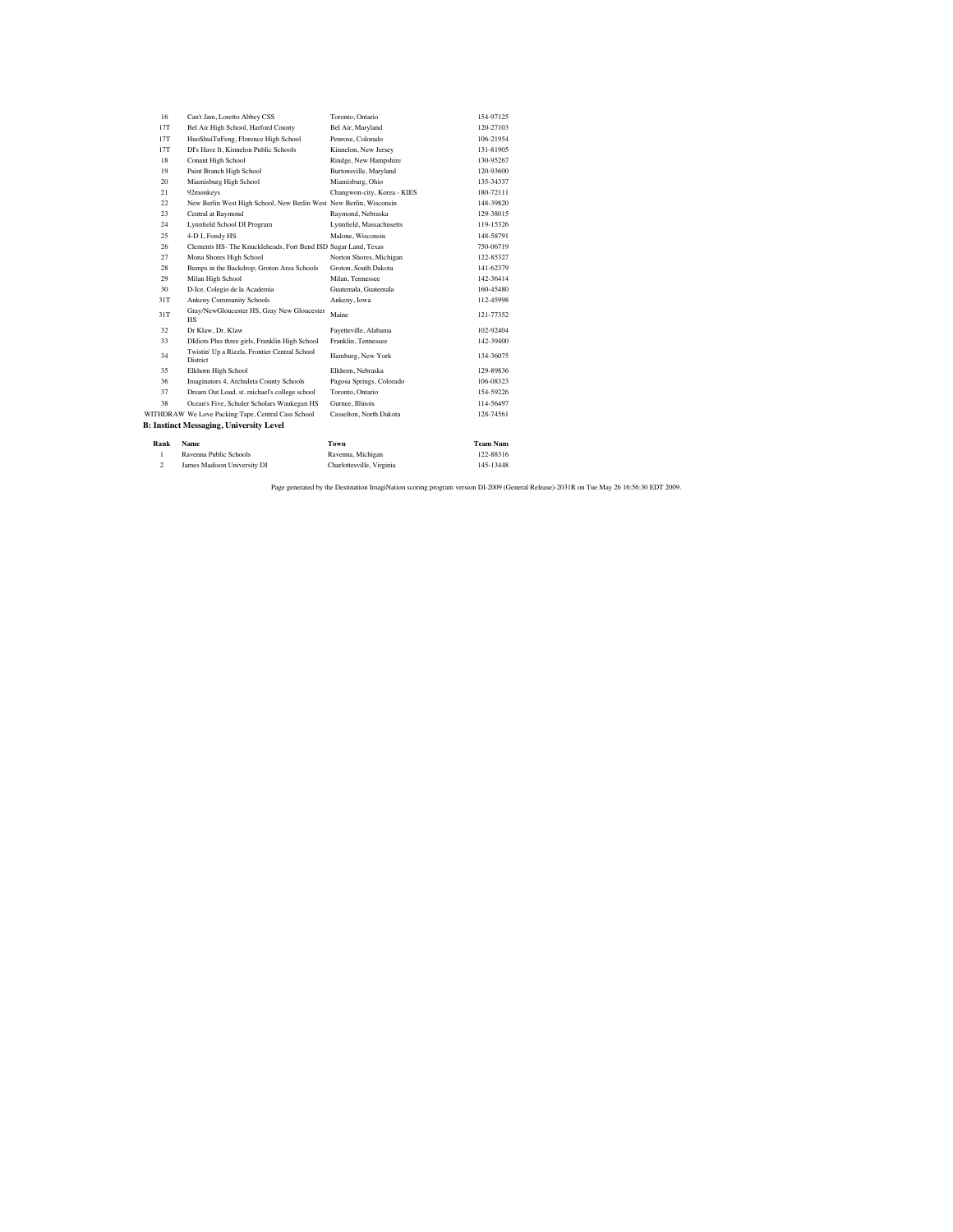| Rank | Name | Town | Team Num |
|---|---|---|---|
| 16 | Can't Jam, Loretto Abbey CSS | Toronto, Ontario | 154-97125 |
| 17T | Bel Air High School, Harford County | Bel Air, Maryland | 120-27103 |
| 17T | HuoShuiTuFeng, Florence High School | Penrose, Colorado | 106-21954 |
| 17T | DI's Have It, Kinnelon Public Schools | Kinnelon, New Jersey | 131-81905 |
| 18 | Conant High School | Rindge, New Hampshire | 130-95267 |
| 19 | Paint Branch High School | Burtonsville, Maryland | 120-93600 |
| 20 | Miamisburg High School | Miamisburg, Ohio | 135-34337 |
| 21 | 92monkeys | Changwon-city, Korea - KIES | 180-72111 |
| 22 | New Berlin West High School, New Berlin West | New Berlin, Wisconsin | 148-39820 |
| 23 | Central at Raymond | Raymond, Nebraska | 129-38015 |
| 24 | Lynnfield School DI Program | Lynnfield, Massachusetts | 119-15326 |
| 25 | 4-D I, Fondy HS | Malone, Wisconsin | 148-58791 |
| 26 | Clements HS- The Knuckleheads, Fort Bend ISD | Sugar Land, Texas | 750-06719 |
| 27 | Mona Shores High School | Norton Shores, Michigan | 122-85327 |
| 28 | Bumps in the Backdrop, Groton Area Schools | Groton, South Dakota | 141-62379 |
| 29 | Milan High School | Milan, Tennessee | 142-36414 |
| 30 | D-Ice, Colegio de la Academia | Guatemala, Guatemala | 160-45480 |
| 31T | Ankeny Community Schools | Ankeny, Iowa | 112-45998 |
| 31T | Gray/NewGloucester HS, Gray New Gloucester HS | Maine | 121-77352 |
| 32 | Dr Klaw, Dr. Klaw | Fayetteville, Alabama | 102-92404 |
| 33 | DIdiots Plus three girls, Franklin High School | Franklin, Tennessee | 142-39400 |
| 34 | Twistin' Up a Rizzla, Frontier Central School District | Hamburg, New York | 134-36075 |
| 35 | Elkhorn High School | Elkhorn, Nebraska | 129-89836 |
| 36 | Imaginators 4, Archuleta County Schools | Pagosa Springs, Colorado | 106-08323 |
| 37 | Dream Out Loud, st. michael's college school | Toronto, Ontario | 154-59226 |
| 38 | Ocean's Five, Schuler Scholars Waukegan HS | Gurnee, Illinois | 114-56497 |
| WITHDRAW | We Love Packing Tape, Central Cass School | Casselton, North Dakota | 128-74561 |

**B: Instinct Messaging, University Level**

| Rank | Name | Town | Team Num |
|---|---|---|---|
| 1 | Ravenna Public Schools | Ravenna, Michigan | 122-88316 |
| 2 | James Madison University DI | Charlottesville, Virginia | 145-13448 |

Page generated by the Destination ImagiNation scoring program version DI-2009 (General Release)-2031R on Tue May 26 16:56:30 EDT 2009.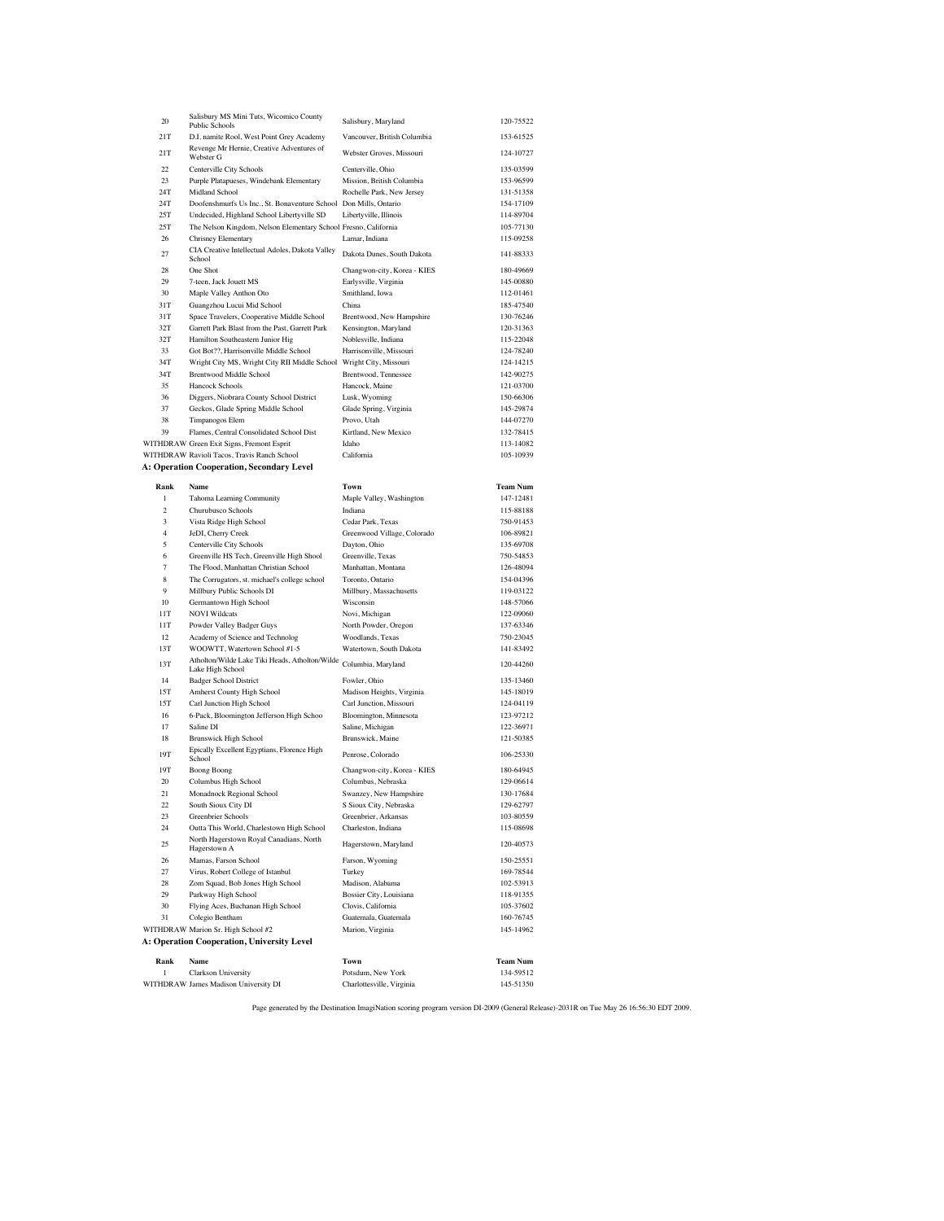| | | | |
|---|---|---|---|
| 20 | Salisbury MS Mini Tuts, Wicomico County Public Schools | Salisbury, Maryland | 120-75522 |
| 21T | D.I. namite Rool, West Point Grey Academy | Vancouver, British Columbia | 153-61525 |
| 21T | Revenge Mr Hernie, Creative Adventures of Webster G | Webster Groves, Missouri | 124-10727 |
| 22 | Centerville City Schools | Centerville, Ohio | 135-03599 |
| 23 | Purple Platapueses, Windebank Elementary | Mission, British Columbia | 153-96599 |
| 24T | Midland School | Rochelle Park, New Jersey | 131-51358 |
| 24T | Doofenshmurfs Us Inc., St. Bonaventure School | Don Mills, Ontario | 154-17109 |
| 25T | Undecided, Highland School Libertyville SD | Libertyville, Illinois | 114-89704 |
| 25T | The Nelson Kingdom, Nelson Elementary School | Fresno, California | 105-77130 |
| 26 | Chrisney Elementary | Lamar, Indiana | 115-09258 |
| 27 | CIA Creative Intellectual Adoles, Dakota Valley School | Dakota Dunes, South Dakota | 141-88333 |
| 28 | One Shot | Changwon-city, Korea - KIES | 180-49669 |
| 29 | 7-teen, Jack Jouett MS | Earlysville, Virginia | 145-00880 |
| 30 | Maple Valley Anthon Oto | Smithland, Iowa | 112-01461 |
| 31T | Guangzhou Lucui Mid School | China | 185-47540 |
| 31T | Space Travelers, Cooperative Middle School | Brentwood, New Hampshire | 130-76246 |
| 32T | Garrett Park Blast from the Past, Garrett Park | Kensington, Maryland | 120-31363 |
| 32T | Hamilton Southeastern Junior Hig | Noblesville, Indiana | 115-22048 |
| 33 | Got Bot??, Harrisonville Middle School | Harrisonville, Missouri | 124-78240 |
| 34T | Wright City MS, Wright City RII Middle School | Wright City, Missouri | 124-14215 |
| 34T | Brentwood Middle School | Brentwood, Tennessee | 142-90275 |
| 35 | Hancock Schools | Hancock, Maine | 121-03700 |
| 36 | Diggers, Niobrara County School District | Lusk, Wyoming | 150-66306 |
| 37 | Geckos, Glade Spring Middle School | Glade Spring, Virginia | 145-29874 |
| 38 | Timpanogos Elem | Provo, Utah | 144-07270 |
| 39 | Flames, Central Consolidated School Dist | Kirtland, New Mexico | 132-78415 |
| WITHDRAW | Green Exit Signs, Fremont Esprit | Idaho | 113-14082 |
| WITHDRAW | Ravioli Tacos, Travis Ranch School | California | 105-10939 |

**A: Operation Cooperation, Secondary Level**

| Rank | Name | Town | Team Num |
|---|---|---|---|
| 1 | Tahoma Learning Community | Maple Valley, Washington | 147-12481 |
| 2 | Churubusco Schools | Indiana | 115-88188 |
| 3 | Vista Ridge High School | Cedar Park, Texas | 750-91453 |
| 4 | JeDI, Cherry Creek | Greenwood Village, Colorado | 106-89821 |
| 5 | Centerville City Schools | Dayton, Ohio | 135-69708 |
| 6 | Greenville HS Tech, Greenville High Shool | Greenville, Texas | 750-54853 |
| 7 | The Flood, Manhattan Christian School | Manhattan, Montana | 126-48094 |
| 8 | The Corrugators, st. michael's college school | Toronto, Ontario | 154-04396 |
| 9 | Millbury Public Schools DI | Millbury, Massachusetts | 119-03122 |
| 10 | Germantown High School | Wisconsin | 148-57066 |
| 11T | NOVI Wildcats | Novi, Michigan | 122-09060 |
| 11T | Powder Valley Badger Guys | North Powder, Oregon | 137-63346 |
| 12 | Academy of Science and Technolog | Woodlands, Texas | 750-23045 |
| 13T | WOOWTT, Watertown School #1-5 | Watertown, South Dakota | 141-83492 |
| 13T | Atholton/Wilde Lake Tiki Heads, Atholton/Wilde Lake High School | Columbia, Maryland | 120-44260 |
| 14 | Badger School District | Fowler, Ohio | 135-13460 |
| 15T | Amherst County High School | Madison Heights, Virginia | 145-18019 |
| 15T | Carl Junction High School | Carl Junction, Missouri | 124-04119 |
| 16 | 6-Pack, Bloomington Jefferson High Schoo | Bloomington, Minnesota | 123-97212 |
| 17 | Saline DI | Saline, Michigan | 122-36971 |
| 18 | Brunswick High School | Brunswick, Maine | 121-50385 |
| 19T | Epically Excellent Egyptians, Florence High School | Penrose, Colorado | 106-25330 |
| 19T | Boong Boong | Changwon-city, Korea - KIES | 180-64945 |
| 20 | Columbus High School | Columbus, Nebraska | 129-06614 |
| 21 | Monadnock Regional School | Swanzey, New Hampshire | 130-17684 |
| 22 | South Sioux City DI | S Sioux City, Nebraska | 129-62797 |
| 23 | Greenbrier Schools | Greenbrier, Arkansas | 103-80559 |
| 24 | Outta This World, Charlestown High School | Charleston, Indiana | 115-08698 |
| 25 | North Hagerstown Royal Canadians, North Hagerstown A | Hagerstown, Maryland | 120-40573 |
| 26 | Mamas, Farson School | Farson, Wyoming | 150-25551 |
| 27 | Virus, Robert College of Istanbul | Turkey | 169-78544 |
| 28 | Zom Squad, Bob Jones High School | Madison, Alabama | 102-53913 |
| 29 | Parkway High School | Bossier City, Louisiana | 118-91355 |
| 30 | Flying Aces, Buchanan High School | Clovis, California | 105-37602 |
| 31 | Colegio Bentham | Guatemala, Guatemala | 160-76745 |
| WITHDRAW | Marion Sr. High School #2 | Marion, Virginia | 145-14962 |

**A: Operation Cooperation, University Level**

| Rank | Name | Town | Team Num |
|---|---|---|---|
| 1 | Clarkson University | Potsdum, New York | 134-59512 |
| WITHDRAW | James Madison University DI | Charlottesville, Virginia | 145-51350 |

Page generated by the Destination ImagiNation scoring program version DI-2009 (General Release)-2031R on Tue May 26 16:56:30 EDT 2009.